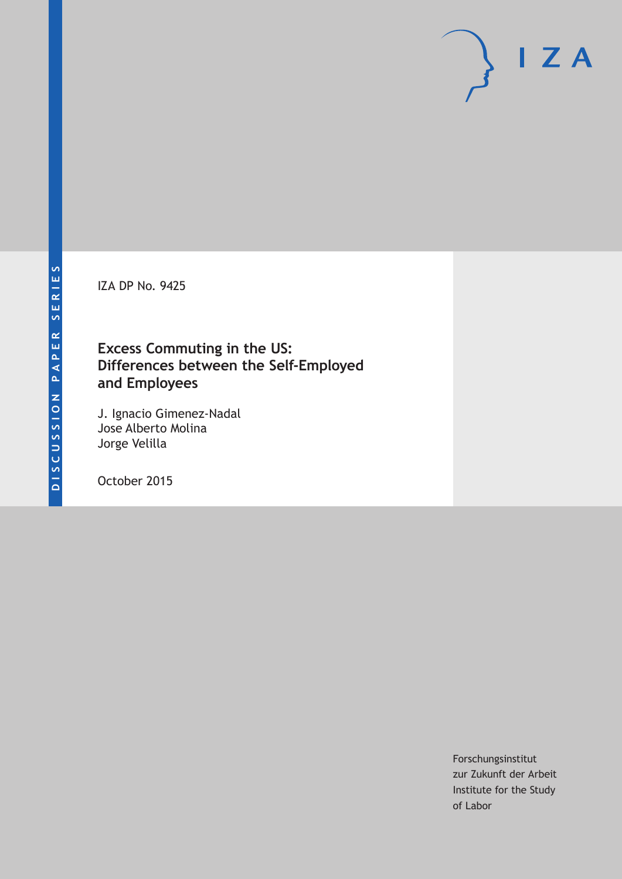DISCUSSION PAPER SERIES

IZA DP No. 9425

# Excess Commuting in the US: Differences between the Self-Employed and Employees

J. Ignacio Gimenez-Nadal
Jose Alberto Molina
Jorge Velilla

October 2015

Forschungsinstitut
zur Zukunft der Arbeit
Institute for the Study
of Labor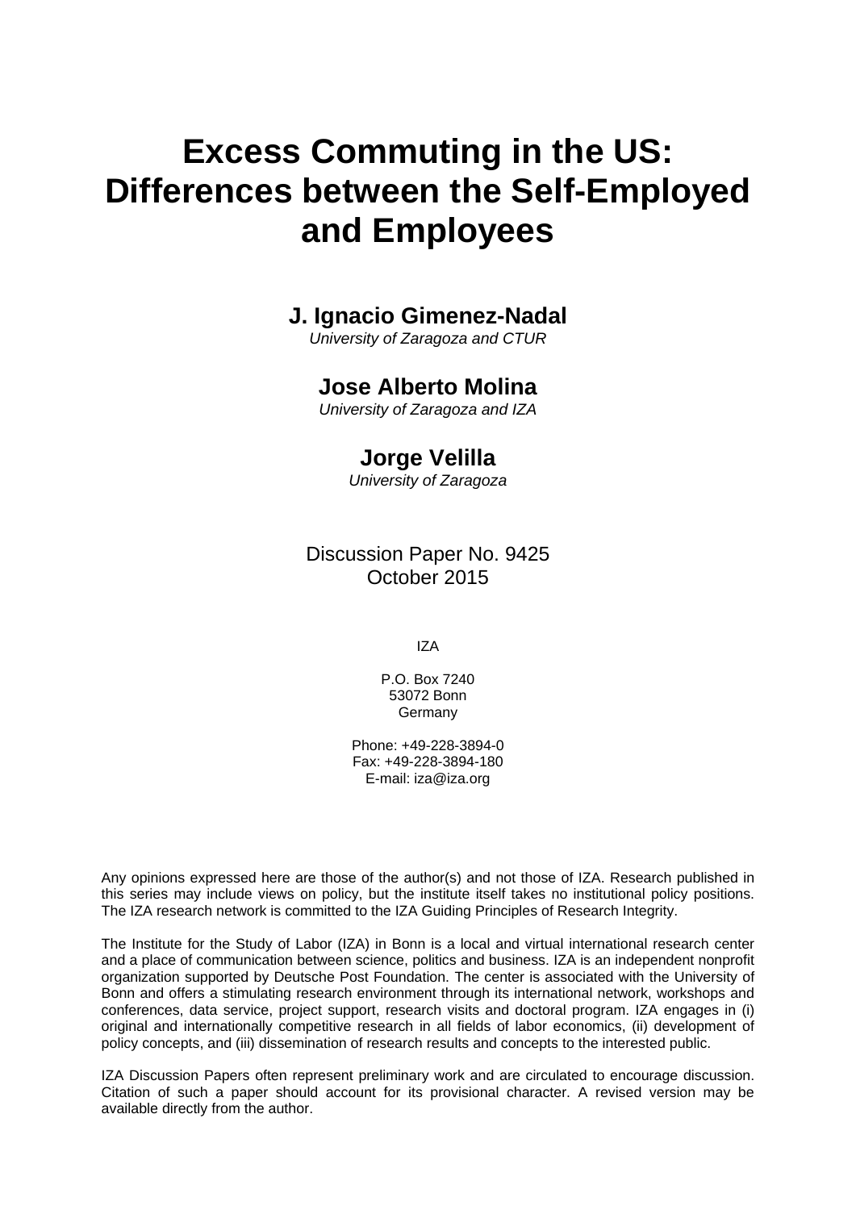# Excess Commuting in the US: Differences between the Self-Employed and Employees

**J. Ignacio Gimenez-Nadal**
*University of Zaragoza and CTUR*

**Jose Alberto Molina**
*University of Zaragoza and IZA*

**Jorge Velilla**
*University of Zaragoza*

Discussion Paper No. 9425
October 2015

IZA

P.O. Box 7240
53072 Bonn
Germany

Phone: +49-228-3894-0
Fax: +49-228-3894-180
E-mail: iza@iza.org

Any opinions expressed here are those of the author(s) and not those of IZA. Research published in this series may include views on policy, but the institute itself takes no institutional policy positions. The IZA research network is committed to the IZA Guiding Principles of Research Integrity.

The Institute for the Study of Labor (IZA) in Bonn is a local and virtual international research center and a place of communication between science, politics and business. IZA is an independent nonprofit organization supported by Deutsche Post Foundation. The center is associated with the University of Bonn and offers a stimulating research environment through its international network, workshops and conferences, data service, project support, research visits and doctoral program. IZA engages in (i) original and internationally competitive research in all fields of labor economics, (ii) development of policy concepts, and (iii) dissemination of research results and concepts to the interested public.

IZA Discussion Papers often represent preliminary work and are circulated to encourage discussion. Citation of such a paper should account for its provisional character. A revised version may be available directly from the author.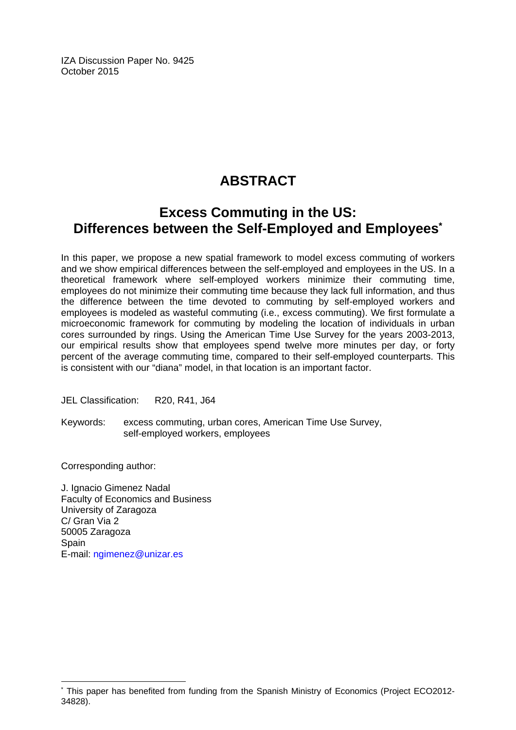IZA Discussion Paper No. 9425
October 2015

# ABSTRACT

## Excess Commuting in the US: Differences between the Self-Employed and Employees[*]

In this paper, we propose a new spatial framework to model excess commuting of workers and we show empirical differences between the self-employed and employees in the US. In a theoretical framework where self-employed workers minimize their commuting time, employees do not minimize their commuting time because they lack full information, and thus the difference between the time devoted to commuting by self-employed workers and employees is modeled as wasteful commuting (i.e., excess commuting). We first formulate a microeconomic framework for commuting by modeling the location of individuals in urban cores surrounded by rings. Using the American Time Use Survey for the years 2003-2013, our empirical results show that employees spend twelve more minutes per day, or forty percent of the average commuting time, compared to their self-employed counterparts. This is consistent with our "diana" model, in that location is an important factor.

JEL Classification: R20, R41, J64

Keywords: excess commuting, urban cores, American Time Use Survey, self-employed workers, employees

Corresponding author:

J. Ignacio Gimenez Nadal
Faculty of Economics and Business
University of Zaragoza
C/ Gran Via 2
50005 Zaragoza
Spain
E-mail: ngimenez@unizar.es

---

[*] This paper has benefited from funding from the Spanish Ministry of Economics (Project ECO2012-34828).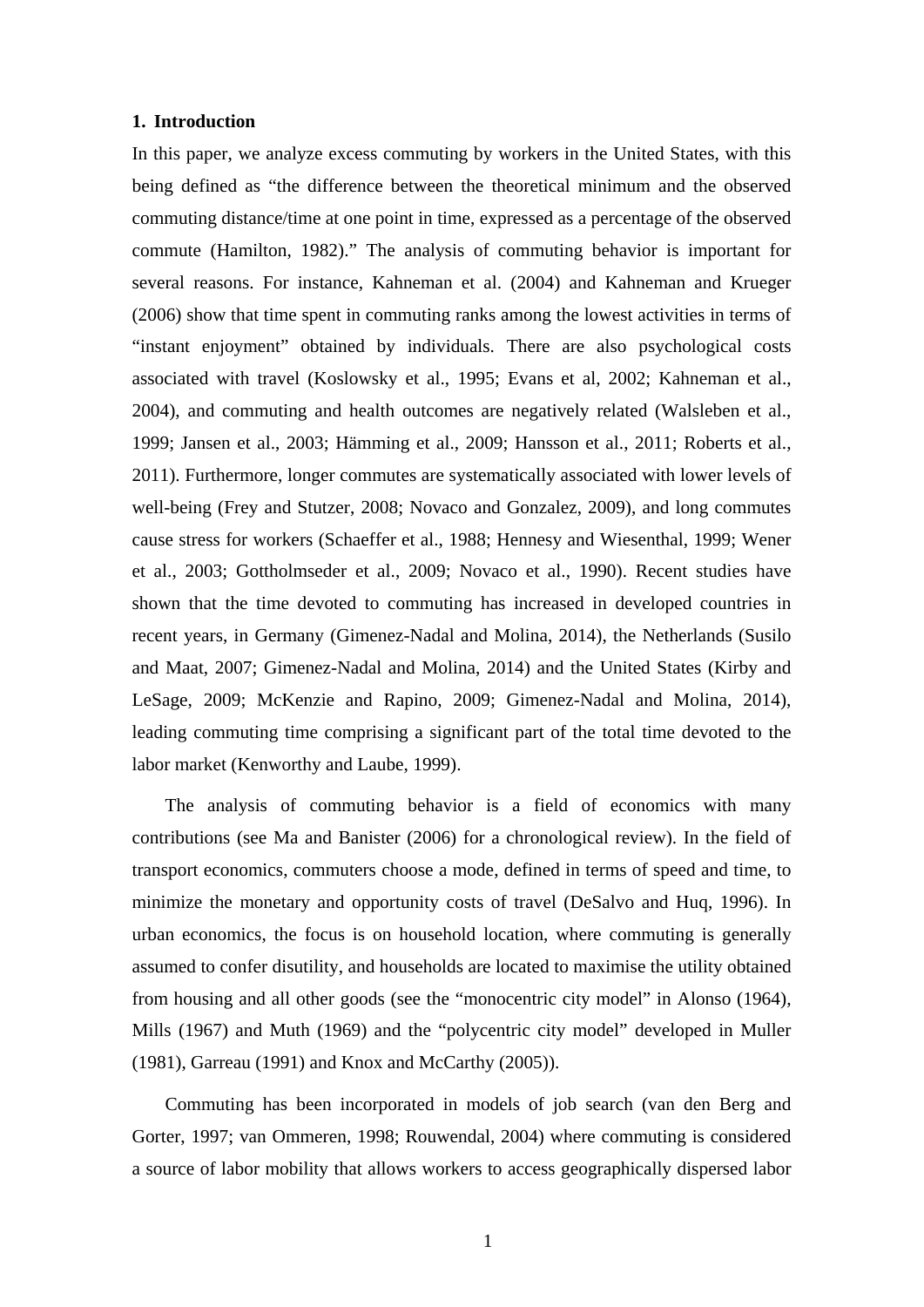## 1. Introduction

In this paper, we analyze excess commuting by workers in the United States, with this being defined as "the difference between the theoretical minimum and the observed commuting distance/time at one point in time, expressed as a percentage of the observed commute (Hamilton, 1982)." The analysis of commuting behavior is important for several reasons. For instance, Kahneman et al. (2004) and Kahneman and Krueger (2006) show that time spent in commuting ranks among the lowest activities in terms of "instant enjoyment" obtained by individuals. There are also psychological costs associated with travel (Koslowsky et al., 1995; Evans et al, 2002; Kahneman et al., 2004), and commuting and health outcomes are negatively related (Walsleben et al., 1999; Jansen et al., 2003; Hämming et al., 2009; Hansson et al., 2011; Roberts et al., 2011). Furthermore, longer commutes are systematically associated with lower levels of well-being (Frey and Stutzer, 2008; Novaco and Gonzalez, 2009), and long commutes cause stress for workers (Schaeffer et al., 1988; Hennesy and Wiesenthal, 1999; Wener et al., 2003; Gottholmseder et al., 2009; Novaco et al., 1990). Recent studies have shown that the time devoted to commuting has increased in developed countries in recent years, in Germany (Gimenez-Nadal and Molina, 2014), the Netherlands (Susilo and Maat, 2007; Gimenez-Nadal and Molina, 2014) and the United States (Kirby and LeSage, 2009; McKenzie and Rapino, 2009; Gimenez-Nadal and Molina, 2014), leading commuting time comprising a significant part of the total time devoted to the labor market (Kenworthy and Laube, 1999).

The analysis of commuting behavior is a field of economics with many contributions (see Ma and Banister (2006) for a chronological review). In the field of transport economics, commuters choose a mode, defined in terms of speed and time, to minimize the monetary and opportunity costs of travel (DeSalvo and Huq, 1996). In urban economics, the focus is on household location, where commuting is generally assumed to confer disutility, and households are located to maximise the utility obtained from housing and all other goods (see the "monocentric city model" in Alonso (1964), Mills (1967) and Muth (1969) and the "polycentric city model" developed in Muller (1981), Garreau (1991) and Knox and McCarthy (2005)).

Commuting has been incorporated in models of job search (van den Berg and Gorter, 1997; van Ommeren, 1998; Rouwendal, 2004) where commuting is considered a source of labor mobility that allows workers to access geographically dispersed labor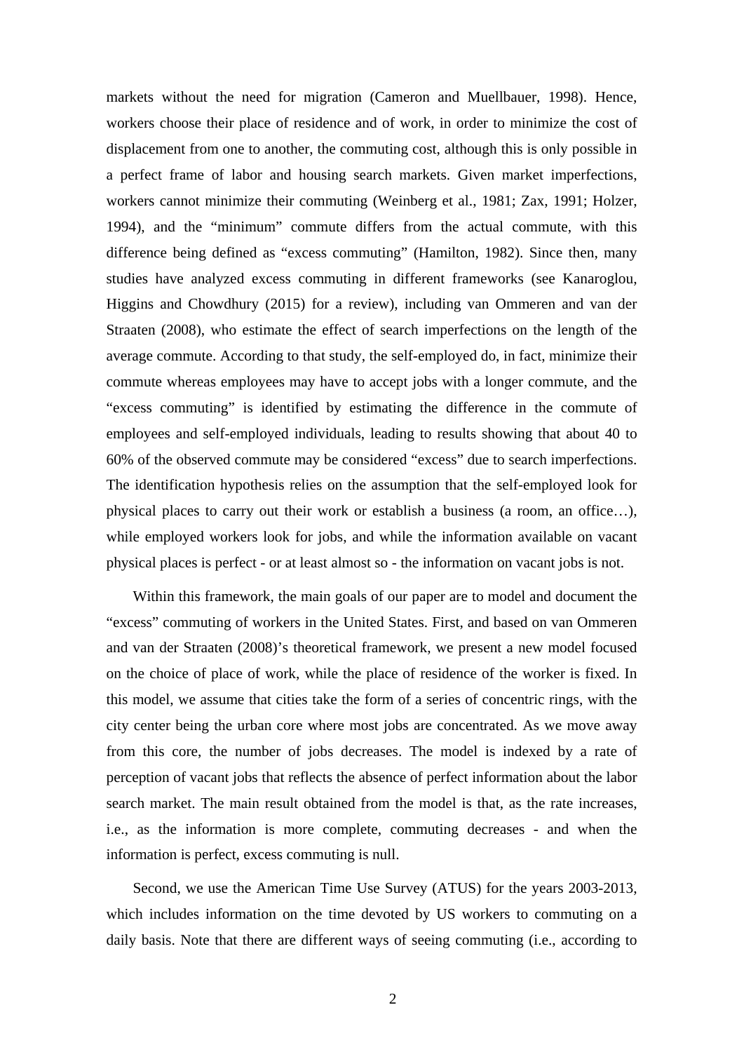markets without the need for migration (Cameron and Muellbauer, 1998). Hence, workers choose their place of residence and of work, in order to minimize the cost of displacement from one to another, the commuting cost, although this is only possible in a perfect frame of labor and housing search markets. Given market imperfections, workers cannot minimize their commuting (Weinberg et al., 1981; Zax, 1991; Holzer, 1994), and the "minimum" commute differs from the actual commute, with this difference being defined as "excess commuting" (Hamilton, 1982). Since then, many studies have analyzed excess commuting in different frameworks (see Kanaroglou, Higgins and Chowdhury (2015) for a review), including van Ommeren and van der Straaten (2008), who estimate the effect of search imperfections on the length of the average commute. According to that study, the self-employed do, in fact, minimize their commute whereas employees may have to accept jobs with a longer commute, and the "excess commuting" is identified by estimating the difference in the commute of employees and self-employed individuals, leading to results showing that about 40 to 60% of the observed commute may be considered "excess" due to search imperfections. The identification hypothesis relies on the assumption that the self-employed look for physical places to carry out their work or establish a business (a room, an office…), while employed workers look for jobs, and while the information available on vacant physical places is perfect - or at least almost so - the information on vacant jobs is not.

Within this framework, the main goals of our paper are to model and document the "excess" commuting of workers in the United States. First, and based on van Ommeren and van der Straaten (2008)'s theoretical framework, we present a new model focused on the choice of place of work, while the place of residence of the worker is fixed. In this model, we assume that cities take the form of a series of concentric rings, with the city center being the urban core where most jobs are concentrated. As we move away from this core, the number of jobs decreases. The model is indexed by a rate of perception of vacant jobs that reflects the absence of perfect information about the labor search market. The main result obtained from the model is that, as the rate increases, i.e., as the information is more complete, commuting decreases - and when the information is perfect, excess commuting is null.

Second, we use the American Time Use Survey (ATUS) for the years 2003-2013, which includes information on the time devoted by US workers to commuting on a daily basis. Note that there are different ways of seeing commuting (i.e., according to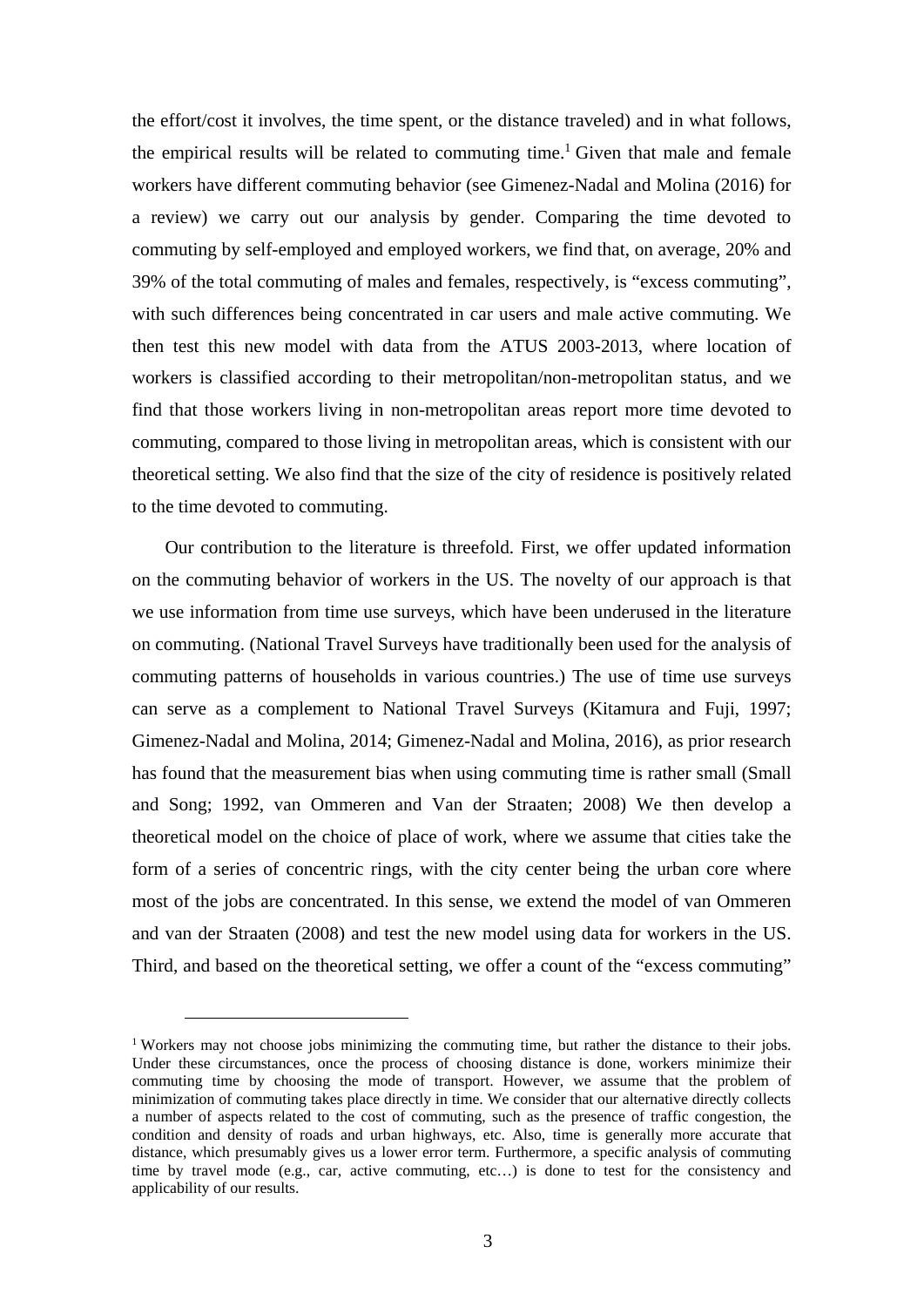the effort/cost it involves, the time spent, or the distance traveled) and in what follows, the empirical results will be related to commuting time.[1] Given that male and female workers have different commuting behavior (see Gimenez-Nadal and Molina (2016) for a review) we carry out our analysis by gender. Comparing the time devoted to commuting by self-employed and employed workers, we find that, on average, 20% and 39% of the total commuting of males and females, respectively, is "excess commuting", with such differences being concentrated in car users and male active commuting. We then test this new model with data from the ATUS 2003-2013, where location of workers is classified according to their metropolitan/non-metropolitan status, and we find that those workers living in non-metropolitan areas report more time devoted to commuting, compared to those living in metropolitan areas, which is consistent with our theoretical setting. We also find that the size of the city of residence is positively related to the time devoted to commuting.

Our contribution to the literature is threefold. First, we offer updated information on the commuting behavior of workers in the US. The novelty of our approach is that we use information from time use surveys, which have been underused in the literature on commuting. (National Travel Surveys have traditionally been used for the analysis of commuting patterns of households in various countries.) The use of time use surveys can serve as a complement to National Travel Surveys (Kitamura and Fuji, 1997; Gimenez-Nadal and Molina, 2014; Gimenez-Nadal and Molina, 2016), as prior research has found that the measurement bias when using commuting time is rather small (Small and Song; 1992, van Ommeren and Van der Straaten; 2008) We then develop a theoretical model on the choice of place of work, where we assume that cities take the form of a series of concentric rings, with the city center being the urban core where most of the jobs are concentrated. In this sense, we extend the model of van Ommeren and van der Straaten (2008) and test the new model using data for workers in the US. Third, and based on the theoretical setting, we offer a count of the "excess commuting"

[1] Workers may not choose jobs minimizing the commuting time, but rather the distance to their jobs. Under these circumstances, once the process of choosing distance is done, workers minimize their commuting time by choosing the mode of transport. However, we assume that the problem of minimization of commuting takes place directly in time. We consider that our alternative directly collects a number of aspects related to the cost of commuting, such as the presence of traffic congestion, the condition and density of roads and urban highways, etc. Also, time is generally more accurate that distance, which presumably gives us a lower error term. Furthermore, a specific analysis of commuting time by travel mode (e.g., car, active commuting, etc…) is done to test for the consistency and applicability of our results.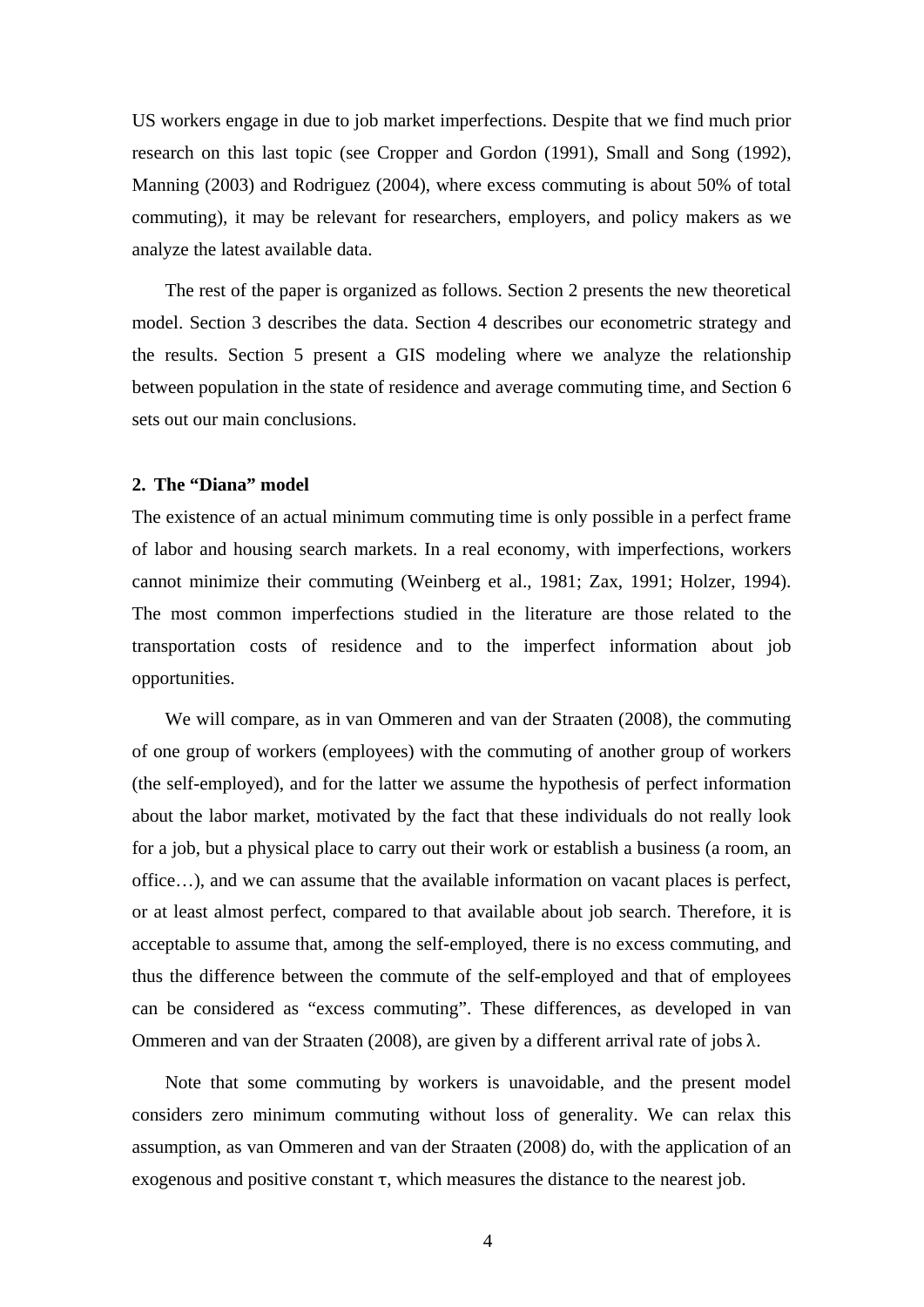US workers engage in due to job market imperfections. Despite that we find much prior research on this last topic (see Cropper and Gordon (1991), Small and Song (1992), Manning (2003) and Rodriguez (2004), where excess commuting is about 50% of total commuting), it may be relevant for researchers, employers, and policy makers as we analyze the latest available data.

The rest of the paper is organized as follows. Section 2 presents the new theoretical model. Section 3 describes the data. Section 4 describes our econometric strategy and the results. Section 5 present a GIS modeling where we analyze the relationship between population in the state of residence and average commuting time, and Section 6 sets out our main conclusions.

## 2. The "Diana" model

The existence of an actual minimum commuting time is only possible in a perfect frame of labor and housing search markets. In a real economy, with imperfections, workers cannot minimize their commuting (Weinberg et al., 1981; Zax, 1991; Holzer, 1994). The most common imperfections studied in the literature are those related to the transportation costs of residence and to the imperfect information about job opportunities.

We will compare, as in van Ommeren and van der Straaten (2008), the commuting of one group of workers (employees) with the commuting of another group of workers (the self-employed), and for the latter we assume the hypothesis of perfect information about the labor market, motivated by the fact that these individuals do not really look for a job, but a physical place to carry out their work or establish a business (a room, an office…), and we can assume that the available information on vacant places is perfect, or at least almost perfect, compared to that available about job search. Therefore, it is acceptable to assume that, among the self-employed, there is no excess commuting, and thus the difference between the commute of the self-employed and that of employees can be considered as "excess commuting". These differences, as developed in van Ommeren and van der Straaten (2008), are given by a different arrival rate of jobs $\lambda$.

Note that some commuting by workers is unavoidable, and the present model considers zero minimum commuting without loss of generality. We can relax this assumption, as van Ommeren and van der Straaten (2008) do, with the application of an exogenous and positive constant $\tau$, which measures the distance to the nearest job.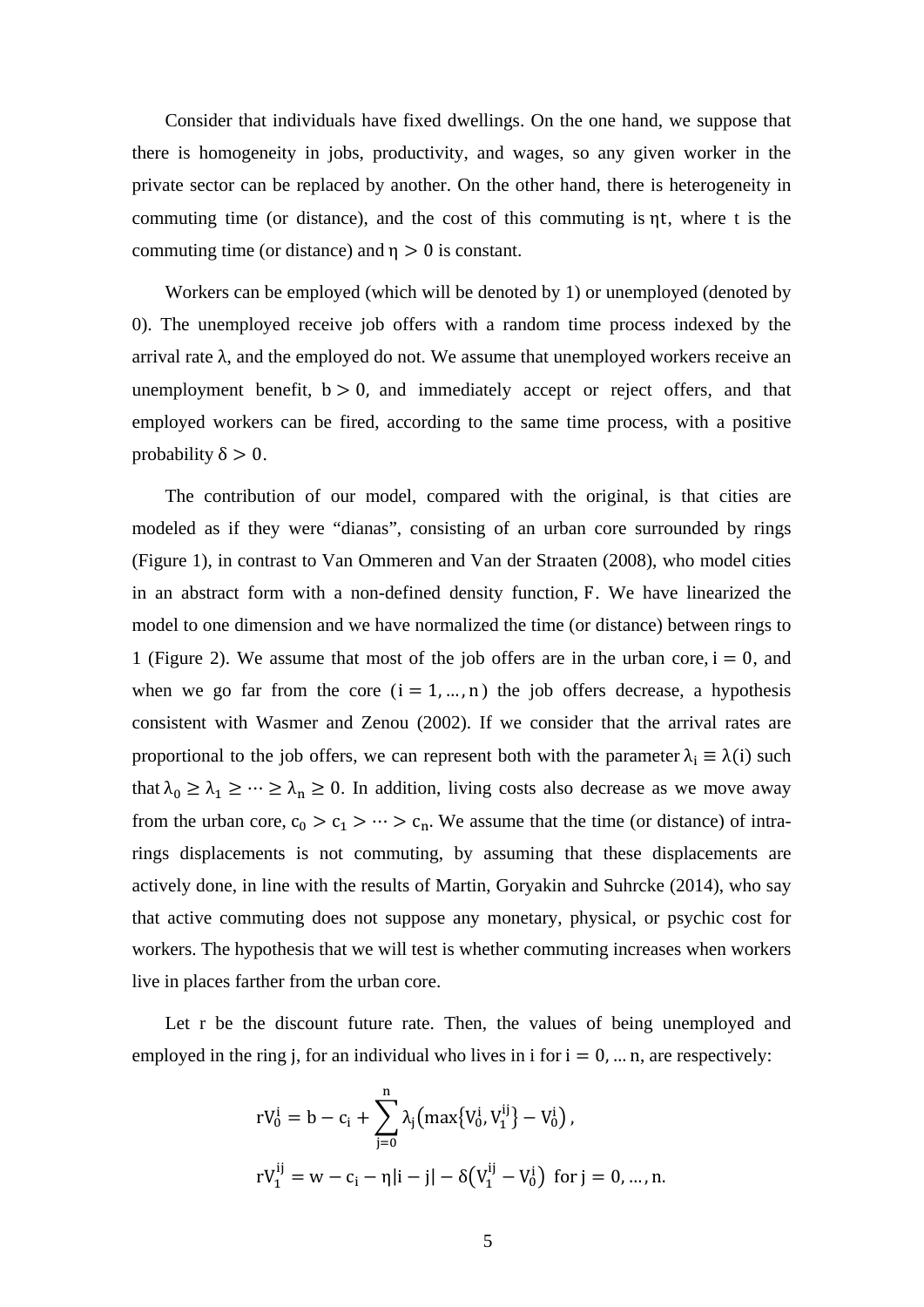Consider that individuals have fixed dwellings. On the one hand, we suppose that there is homogeneity in jobs, productivity, and wages, so any given worker in the private sector can be replaced by another. On the other hand, there is heterogeneity in commuting time (or distance), and the cost of this commuting is $\eta t$, where t is the commuting time (or distance) and $\eta > 0$ is constant.

Workers can be employed (which will be denoted by 1) or unemployed (denoted by 0). The unemployed receive job offers with a random time process indexed by the arrival rate $\lambda$, and the employed do not. We assume that unemployed workers receive an unemployment benefit, $b > 0$, and immediately accept or reject offers, and that employed workers can be fired, according to the same time process, with a positive probability $\delta > 0$.

The contribution of our model, compared with the original, is that cities are modeled as if they were "dianas", consisting of an urban core surrounded by rings (Figure 1), in contrast to Van Ommeren and Van der Straaten (2008), who model cities in an abstract form with a non-defined density function, $F$. We have linearized the model to one dimension and we have normalized the time (or distance) between rings to 1 (Figure 2). We assume that most of the job offers are in the urban core, $i = 0$, and when we go far from the core $(i = 1, \dots, n)$ the job offers decrease, a hypothesis consistent with Wasmer and Zenou (2002). If we consider that the arrival rates are proportional to the job offers, we can represent both with the parameter $\lambda_i \equiv \lambda(i)$ such that $\lambda_0 \geq \lambda_1 \geq \cdots \geq \lambda_n \geq 0$. In addition, living costs also decrease as we move away from the urban core, $c_0 > c_1 > \cdots > c_n$. We assume that the time (or distance) of intra-rings displacements is not commuting, by assuming that these displacements are actively done, in line with the results of Martin, Goryakin and Suhrcke (2014), who say that active commuting does not suppose any monetary, physical, or psychic cost for workers. The hypothesis that we will test is whether commuting increases when workers live in places farther from the urban core.

Let r be the discount future rate. Then, the values of being unemployed and employed in the ring j, for an individual who lives in i for $i = 0, \dots n$, are respectively:

$$rV_0^i = b - c_i + \sum_{j=0}^{n} \lambda_j \left(\max\{V_0^i, V_1^{ij}\} - V_0^i\right),$$

$$rV_1^{ij} = w - c_i - \eta|i - j| - \delta\left(V_1^{ij} - V_0^i\right) \text{ for } j = 0, \dots, n.$$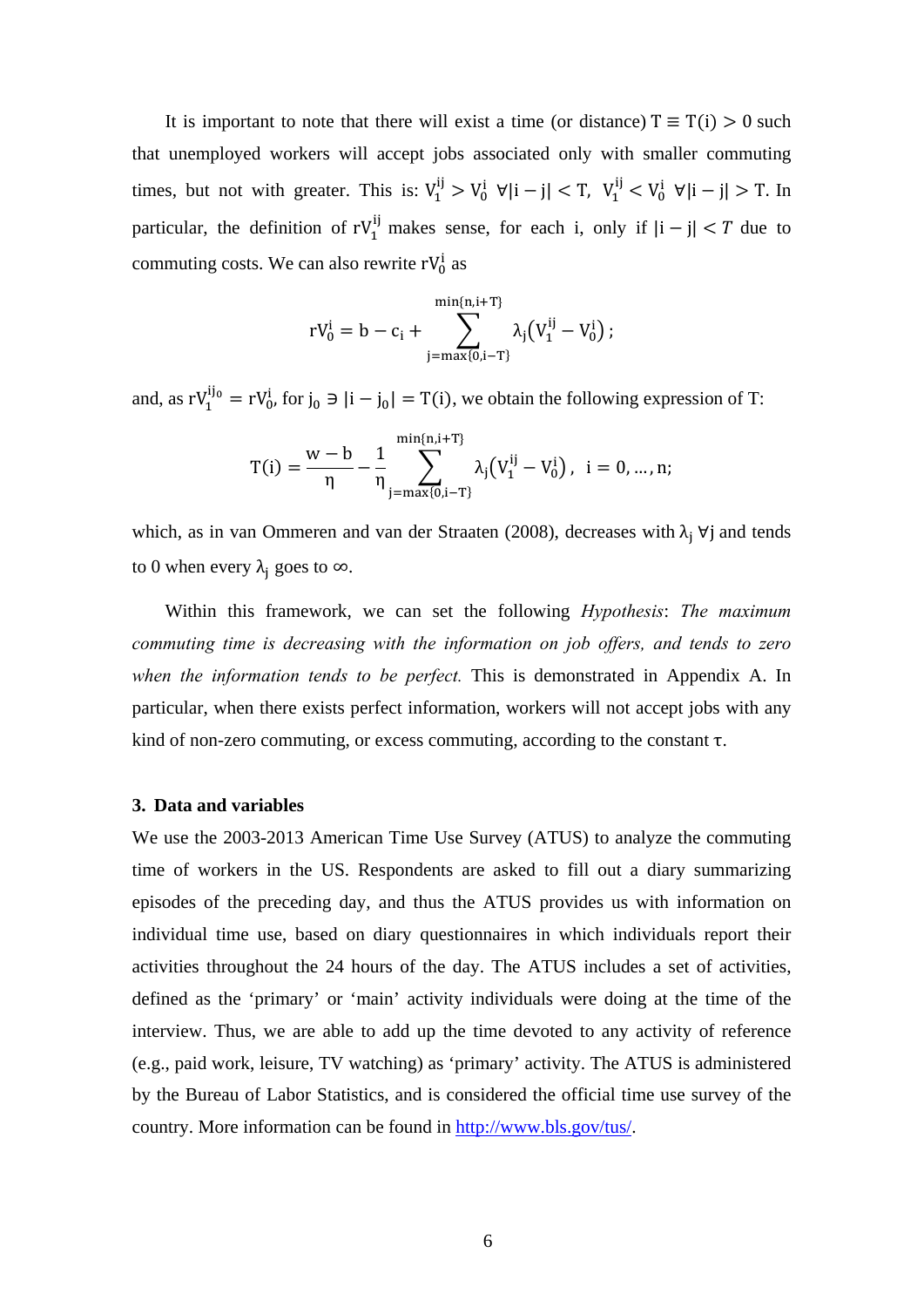It is important to note that there will exist a time (or distance) $T \equiv T(i) > 0$ such that unemployed workers will accept jobs associated only with smaller commuting times, but not with greater. This is: $V_1^{ij} > V_0^i \ \forall |i-j| < T$, $V_1^{ij} < V_0^i \ \forall |i-j| > T$. In particular, the definition of $rV_1^{ij}$ makes sense, for each i, only if $|i-j| < T$ due to commuting costs. We can also rewrite $rV_0^i$ as

$$rV_0^i = b - c_i + \sum_{j=\max\{0,i-T\}}^{\min\{n,i+T\}} \lambda_j \left(V_1^{ij} - V_0^i\right);$$

and, as $rV_1^{ij_0} = rV_0^i$, for $j_0 \ni |i - j_0| = T(i)$, we obtain the following expression of T:

$$T(i) = \frac{w-b}{\eta} - \frac{1}{\eta} \sum_{j=\max\{0,i-T\}}^{\min\{n,i+T\}} \lambda_j \left(V_1^{ij} - V_0^i\right), \ \ i = 0, \ldots, n;$$

which, as in van Ommeren and van der Straaten (2008), decreases with $\lambda_j \ \forall j$ and tends to 0 when every $\lambda_j$ goes to $\infty$.

Within this framework, we can set the following *Hypothesis*: *The maximum commuting time is decreasing with the information on job offers, and tends to zero when the information tends to be perfect.* This is demonstrated in Appendix A. In particular, when there exists perfect information, workers will not accept jobs with any kind of non-zero commuting, or excess commuting, according to the constant $\tau$.

## 3. Data and variables

We use the 2003-2013 American Time Use Survey (ATUS) to analyze the commuting time of workers in the US. Respondents are asked to fill out a diary summarizing episodes of the preceding day, and thus the ATUS provides us with information on individual time use, based on diary questionnaires in which individuals report their activities throughout the 24 hours of the day. The ATUS includes a set of activities, defined as the 'primary' or 'main' activity individuals were doing at the time of the interview. Thus, we are able to add up the time devoted to any activity of reference (e.g., paid work, leisure, TV watching) as 'primary' activity. The ATUS is administered by the Bureau of Labor Statistics, and is considered the official time use survey of the country. More information can be found in http://www.bls.gov/tus/.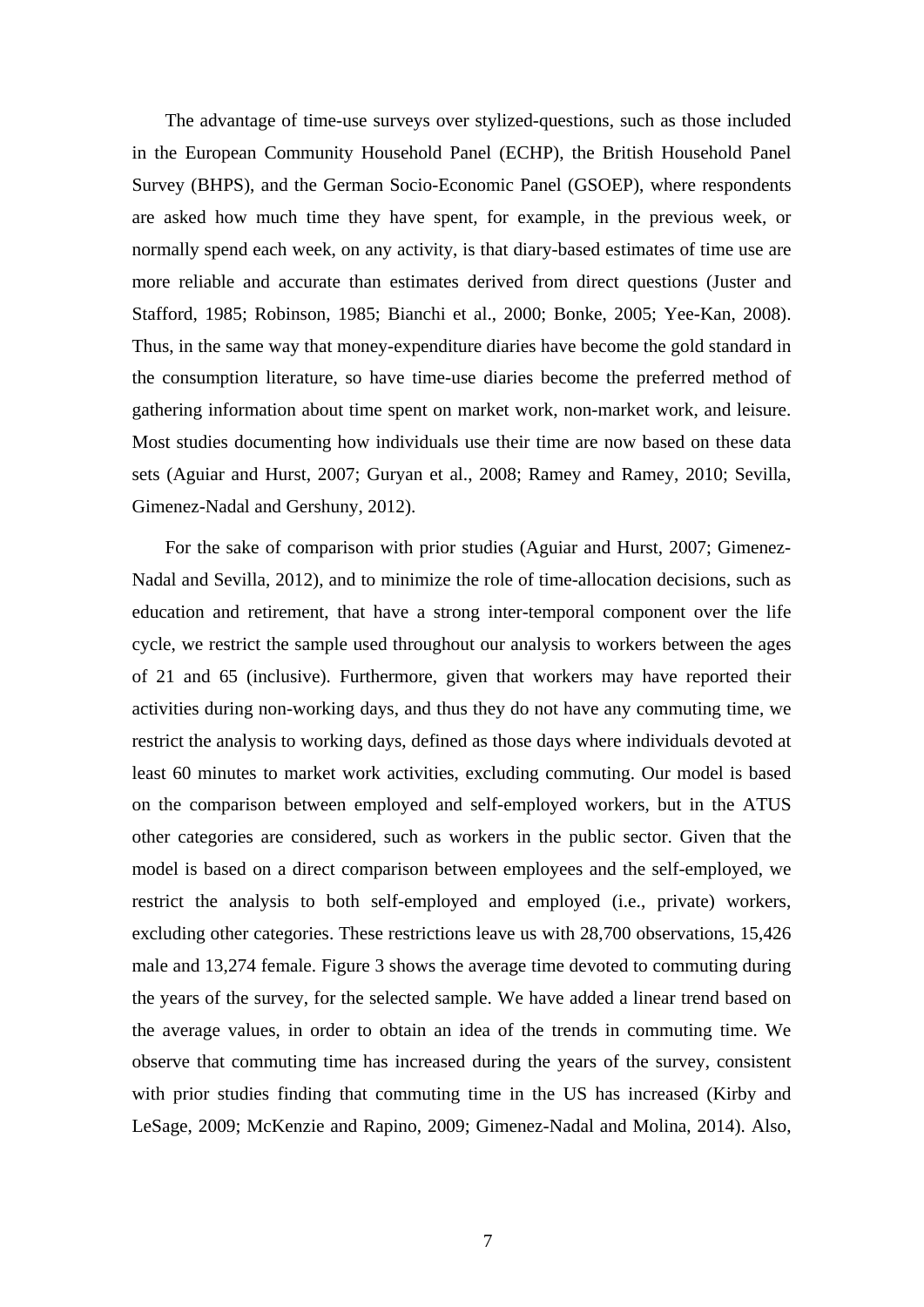The advantage of time-use surveys over stylized-questions, such as those included in the European Community Household Panel (ECHP), the British Household Panel Survey (BHPS), and the German Socio-Economic Panel (GSOEP), where respondents are asked how much time they have spent, for example, in the previous week, or normally spend each week, on any activity, is that diary-based estimates of time use are more reliable and accurate than estimates derived from direct questions (Juster and Stafford, 1985; Robinson, 1985; Bianchi et al., 2000; Bonke, 2005; Yee-Kan, 2008). Thus, in the same way that money-expenditure diaries have become the gold standard in the consumption literature, so have time-use diaries become the preferred method of gathering information about time spent on market work, non-market work, and leisure. Most studies documenting how individuals use their time are now based on these data sets (Aguiar and Hurst, 2007; Guryan et al., 2008; Ramey and Ramey, 2010; Sevilla, Gimenez-Nadal and Gershuny, 2012).

For the sake of comparison with prior studies (Aguiar and Hurst, 2007; Gimenez-Nadal and Sevilla, 2012), and to minimize the role of time-allocation decisions, such as education and retirement, that have a strong inter-temporal component over the life cycle, we restrict the sample used throughout our analysis to workers between the ages of 21 and 65 (inclusive). Furthermore, given that workers may have reported their activities during non-working days, and thus they do not have any commuting time, we restrict the analysis to working days, defined as those days where individuals devoted at least 60 minutes to market work activities, excluding commuting. Our model is based on the comparison between employed and self-employed workers, but in the ATUS other categories are considered, such as workers in the public sector. Given that the model is based on a direct comparison between employees and the self-employed, we restrict the analysis to both self-employed and employed (i.e., private) workers, excluding other categories. These restrictions leave us with 28,700 observations, 15,426 male and 13,274 female. Figure 3 shows the average time devoted to commuting during the years of the survey, for the selected sample. We have added a linear trend based on the average values, in order to obtain an idea of the trends in commuting time. We observe that commuting time has increased during the years of the survey, consistent with prior studies finding that commuting time in the US has increased (Kirby and LeSage, 2009; McKenzie and Rapino, 2009; Gimenez-Nadal and Molina, 2014). Also,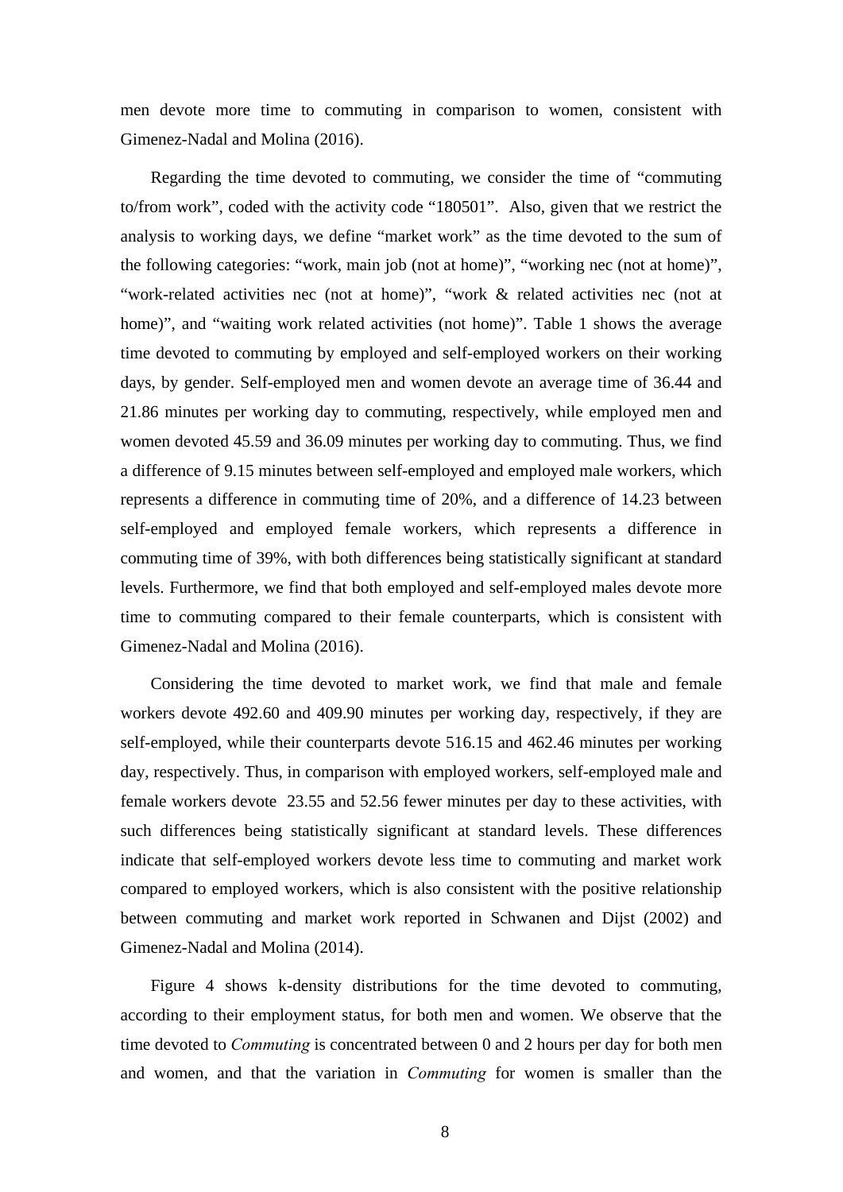men devote more time to commuting in comparison to women, consistent with Gimenez-Nadal and Molina (2016).

Regarding the time devoted to commuting, we consider the time of "commuting to/from work", coded with the activity code "180501". Also, given that we restrict the analysis to working days, we define "market work" as the time devoted to the sum of the following categories: "work, main job (not at home)", "working nec (not at home)", "work-related activities nec (not at home)", "work & related activities nec (not at home)", and "waiting work related activities (not home)". Table 1 shows the average time devoted to commuting by employed and self-employed workers on their working days, by gender. Self-employed men and women devote an average time of 36.44 and 21.86 minutes per working day to commuting, respectively, while employed men and women devoted 45.59 and 36.09 minutes per working day to commuting. Thus, we find a difference of 9.15 minutes between self-employed and employed male workers, which represents a difference in commuting time of 20%, and a difference of 14.23 between self-employed and employed female workers, which represents a difference in commuting time of 39%, with both differences being statistically significant at standard levels. Furthermore, we find that both employed and self-employed males devote more time to commuting compared to their female counterparts, which is consistent with Gimenez-Nadal and Molina (2016).

Considering the time devoted to market work, we find that male and female workers devote 492.60 and 409.90 minutes per working day, respectively, if they are self-employed, while their counterparts devote 516.15 and 462.46 minutes per working day, respectively. Thus, in comparison with employed workers, self-employed male and female workers devote 23.55 and 52.56 fewer minutes per day to these activities, with such differences being statistically significant at standard levels. These differences indicate that self-employed workers devote less time to commuting and market work compared to employed workers, which is also consistent with the positive relationship between commuting and market work reported in Schwanen and Dijst (2002) and Gimenez-Nadal and Molina (2014).

Figure 4 shows k-density distributions for the time devoted to commuting, according to their employment status, for both men and women. We observe that the time devoted to *Commuting* is concentrated between 0 and 2 hours per day for both men and women, and that the variation in *Commuting* for women is smaller than the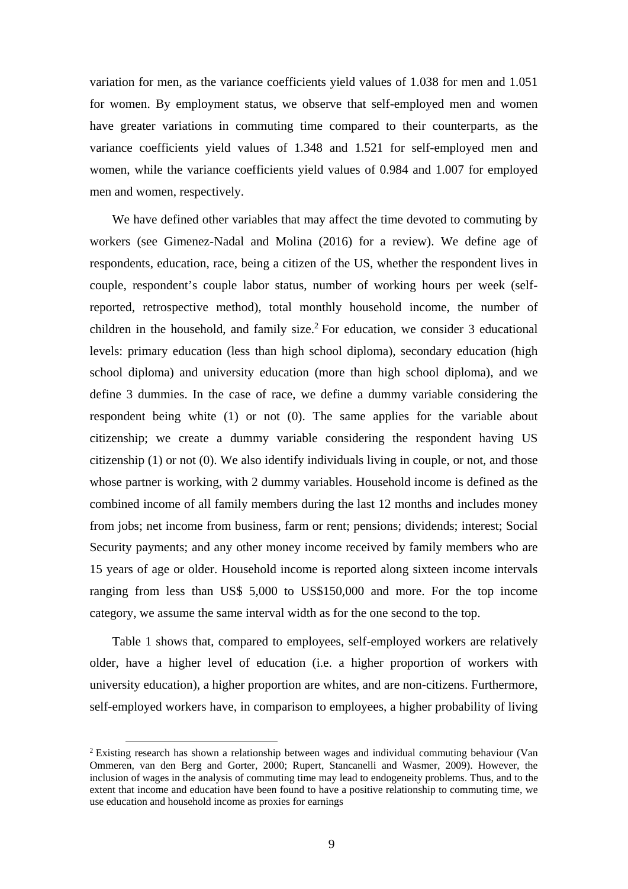variation for men, as the variance coefficients yield values of 1.038 for men and 1.051 for women. By employment status, we observe that self-employed men and women have greater variations in commuting time compared to their counterparts, as the variance coefficients yield values of 1.348 and 1.521 for self-employed men and women, while the variance coefficients yield values of 0.984 and 1.007 for employed men and women, respectively.

We have defined other variables that may affect the time devoted to commuting by workers (see Gimenez-Nadal and Molina (2016) for a review). We define age of respondents, education, race, being a citizen of the US, whether the respondent lives in couple, respondent's couple labor status, number of working hours per week (self-reported, retrospective method), total monthly household income, the number of children in the household, and family size.[2] For education, we consider 3 educational levels: primary education (less than high school diploma), secondary education (high school diploma) and university education (more than high school diploma), and we define 3 dummies. In the case of race, we define a dummy variable considering the respondent being white (1) or not (0). The same applies for the variable about citizenship; we create a dummy variable considering the respondent having US citizenship (1) or not (0). We also identify individuals living in couple, or not, and those whose partner is working, with 2 dummy variables. Household income is defined as the combined income of all family members during the last 12 months and includes money from jobs; net income from business, farm or rent; pensions; dividends; interest; Social Security payments; and any other money income received by family members who are 15 years of age or older. Household income is reported along sixteen income intervals ranging from less than US$ 5,000 to US$150,000 and more. For the top income category, we assume the same interval width as for the one second to the top.

Table 1 shows that, compared to employees, self-employed workers are relatively older, have a higher level of education (i.e. a higher proportion of workers with university education), a higher proportion are whites, and are non-citizens. Furthermore, self-employed workers have, in comparison to employees, a higher probability of living

[2] Existing research has shown a relationship between wages and individual commuting behaviour (Van Ommeren, van den Berg and Gorter, 2000; Rupert, Stancanelli and Wasmer, 2009). However, the inclusion of wages in the analysis of commuting time may lead to endogeneity problems. Thus, and to the extent that income and education have been found to have a positive relationship to commuting time, we use education and household income as proxies for earnings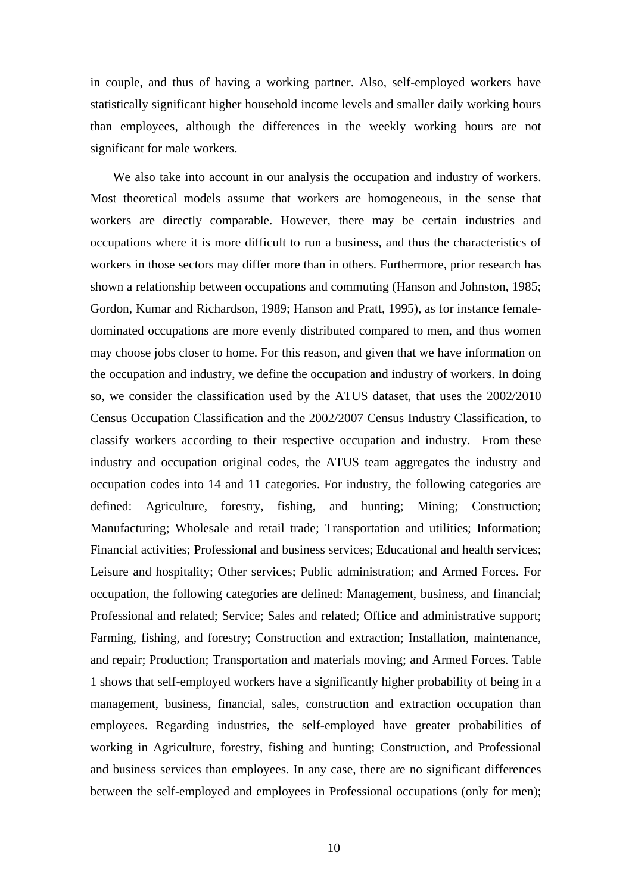in couple, and thus of having a working partner. Also, self-employed workers have statistically significant higher household income levels and smaller daily working hours than employees, although the differences in the weekly working hours are not significant for male workers.

We also take into account in our analysis the occupation and industry of workers. Most theoretical models assume that workers are homogeneous, in the sense that workers are directly comparable. However, there may be certain industries and occupations where it is more difficult to run a business, and thus the characteristics of workers in those sectors may differ more than in others. Furthermore, prior research has shown a relationship between occupations and commuting (Hanson and Johnston, 1985; Gordon, Kumar and Richardson, 1989; Hanson and Pratt, 1995), as for instance female-dominated occupations are more evenly distributed compared to men, and thus women may choose jobs closer to home. For this reason, and given that we have information on the occupation and industry, we define the occupation and industry of workers. In doing so, we consider the classification used by the ATUS dataset, that uses the 2002/2010 Census Occupation Classification and the 2002/2007 Census Industry Classification, to classify workers according to their respective occupation and industry. From these industry and occupation original codes, the ATUS team aggregates the industry and occupation codes into 14 and 11 categories. For industry, the following categories are defined: Agriculture, forestry, fishing, and hunting; Mining; Construction; Manufacturing; Wholesale and retail trade; Transportation and utilities; Information; Financial activities; Professional and business services; Educational and health services; Leisure and hospitality; Other services; Public administration; and Armed Forces. For occupation, the following categories are defined: Management, business, and financial; Professional and related; Service; Sales and related; Office and administrative support; Farming, fishing, and forestry; Construction and extraction; Installation, maintenance, and repair; Production; Transportation and materials moving; and Armed Forces. Table 1 shows that self-employed workers have a significantly higher probability of being in a management, business, financial, sales, construction and extraction occupation than employees. Regarding industries, the self-employed have greater probabilities of working in Agriculture, forestry, fishing and hunting; Construction, and Professional and business services than employees. In any case, there are no significant differences between the self-employed and employees in Professional occupations (only for men);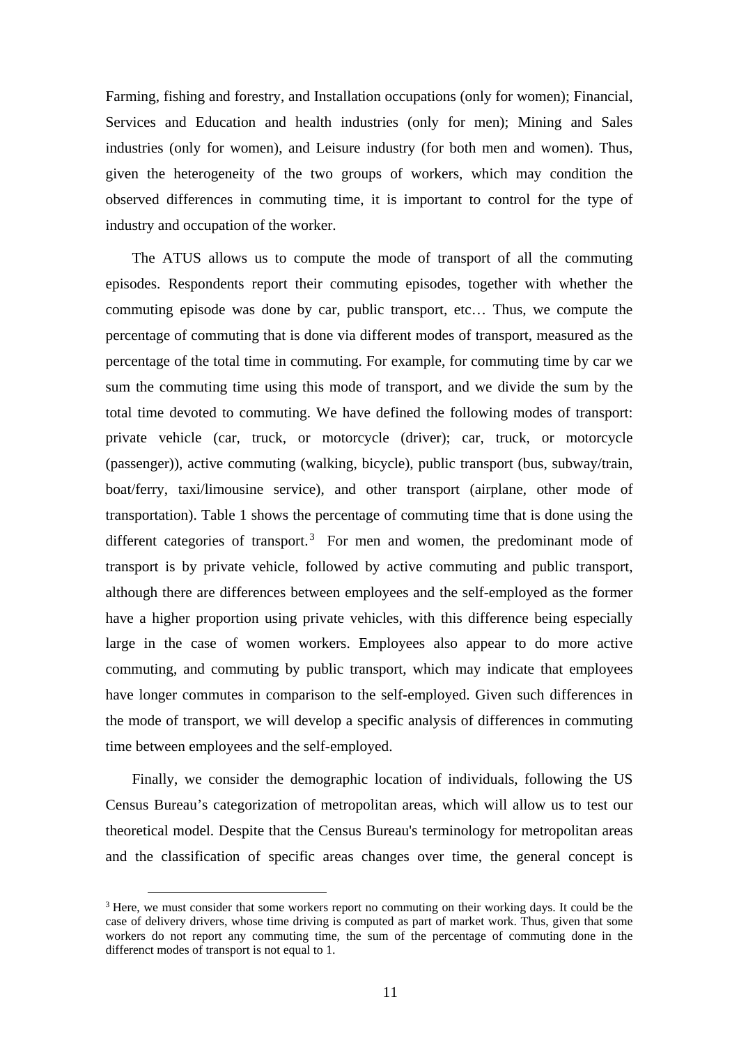Farming, fishing and forestry, and Installation occupations (only for women); Financial, Services and Education and health industries (only for men); Mining and Sales industries (only for women), and Leisure industry (for both men and women). Thus, given the heterogeneity of the two groups of workers, which may condition the observed differences in commuting time, it is important to control for the type of industry and occupation of the worker.

The ATUS allows us to compute the mode of transport of all the commuting episodes. Respondents report their commuting episodes, together with whether the commuting episode was done by car, public transport, etc… Thus, we compute the percentage of commuting that is done via different modes of transport, measured as the percentage of the total time in commuting. For example, for commuting time by car we sum the commuting time using this mode of transport, and we divide the sum by the total time devoted to commuting. We have defined the following modes of transport: private vehicle (car, truck, or motorcycle (driver); car, truck, or motorcycle (passenger)), active commuting (walking, bicycle), public transport (bus, subway/train, boat/ferry, taxi/limousine service), and other transport (airplane, other mode of transportation). Table 1 shows the percentage of commuting time that is done using the different categories of transport.[3] For men and women, the predominant mode of transport is by private vehicle, followed by active commuting and public transport, although there are differences between employees and the self-employed as the former have a higher proportion using private vehicles, with this difference being especially large in the case of women workers. Employees also appear to do more active commuting, and commuting by public transport, which may indicate that employees have longer commutes in comparison to the self-employed. Given such differences in the mode of transport, we will develop a specific analysis of differences in commuting time between employees and the self-employed.

Finally, we consider the demographic location of individuals, following the US Census Bureau's categorization of metropolitan areas, which will allow us to test our theoretical model. Despite that the Census Bureau's terminology for metropolitan areas and the classification of specific areas changes over time, the general concept is

[3] Here, we must consider that some workers report no commuting on their working days. It could be the case of delivery drivers, whose time driving is computed as part of market work. Thus, given that some workers do not report any commuting time, the sum of the percentage of commuting done in the differenct modes of transport is not equal to 1.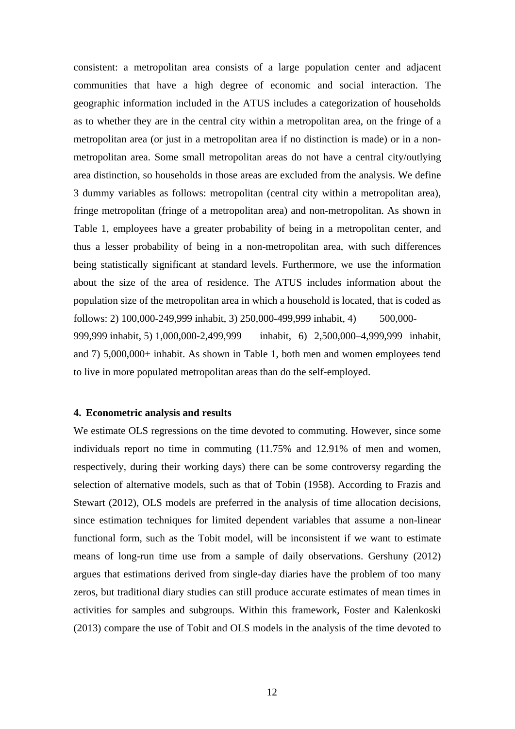consistent: a metropolitan area consists of a large population center and adjacent communities that have a high degree of economic and social interaction. The geographic information included in the ATUS includes a categorization of households as to whether they are in the central city within a metropolitan area, on the fringe of a metropolitan area (or just in a metropolitan area if no distinction is made) or in a non-metropolitan area. Some small metropolitan areas do not have a central city/outlying area distinction, so households in those areas are excluded from the analysis. We define 3 dummy variables as follows: metropolitan (central city within a metropolitan area), fringe metropolitan (fringe of a metropolitan area) and non-metropolitan. As shown in Table 1, employees have a greater probability of being in a metropolitan center, and thus a lesser probability of being in a non-metropolitan area, with such differences being statistically significant at standard levels. Furthermore, we use the information about the size of the area of residence. The ATUS includes information about the population size of the metropolitan area in which a household is located, that is coded as follows: 2) 100,000-249,999 inhabit, 3) 250,000-499,999 inhabit, 4) 500,000-999,999 inhabit, 5) 1,000,000-2,499,999 inhabit, 6) 2,500,000–4,999,999 inhabit, and 7) 5,000,000+ inhabit. As shown in Table 1, both men and women employees tend to live in more populated metropolitan areas than do the self-employed.

## 4. Econometric analysis and results

We estimate OLS regressions on the time devoted to commuting. However, since some individuals report no time in commuting (11.75% and 12.91% of men and women, respectively, during their working days) there can be some controversy regarding the selection of alternative models, such as that of Tobin (1958). According to Frazis and Stewart (2012), OLS models are preferred in the analysis of time allocation decisions, since estimation techniques for limited dependent variables that assume a non-linear functional form, such as the Tobit model, will be inconsistent if we want to estimate means of long-run time use from a sample of daily observations. Gershuny (2012) argues that estimations derived from single-day diaries have the problem of too many zeros, but traditional diary studies can still produce accurate estimates of mean times in activities for samples and subgroups. Within this framework, Foster and Kalenkoski (2013) compare the use of Tobit and OLS models in the analysis of the time devoted to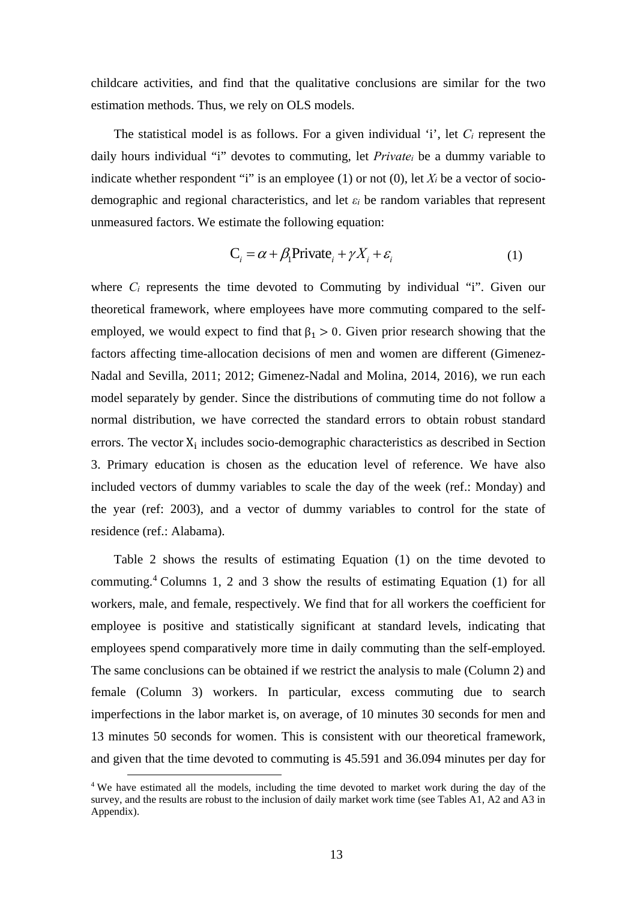childcare activities, and find that the qualitative conclusions are similar for the two estimation methods. Thus, we rely on OLS models.

The statistical model is as follows. For a given individual 'i', let $C_i$ represent the daily hours individual "i" devotes to commuting, let $Private_i$ be a dummy variable to indicate whether respondent "i" is an employee (1) or not (0), let $X_i$ be a vector of socio-demographic and regional characteristics, and let $\varepsilon_i$ be random variables that represent unmeasured factors. We estimate the following equation:

$$\mathrm{C}_i = \alpha + \beta_1 \mathrm{Private}_i + \gamma X_i + \varepsilon_i \tag{1}$$

where $C_i$ represents the time devoted to Commuting by individual "i". Given our theoretical framework, where employees have more commuting compared to the self-employed, we would expect to find that $\beta_1 > 0$. Given prior research showing that the factors affecting time-allocation decisions of men and women are different (Gimenez-Nadal and Sevilla, 2011; 2012; Gimenez-Nadal and Molina, 2014, 2016), we run each model separately by gender. Since the distributions of commuting time do not follow a normal distribution, we have corrected the standard errors to obtain robust standard errors. The vector $\mathrm{X_i}$ includes socio-demographic characteristics as described in Section 3. Primary education is chosen as the education level of reference. We have also included vectors of dummy variables to scale the day of the week (ref.: Monday) and the year (ref: 2003), and a vector of dummy variables to control for the state of residence (ref.: Alabama).

Table 2 shows the results of estimating Equation (1) on the time devoted to commuting.[4] Columns 1, 2 and 3 show the results of estimating Equation (1) for all workers, male, and female, respectively. We find that for all workers the coefficient for employee is positive and statistically significant at standard levels, indicating that employees spend comparatively more time in daily commuting than the self-employed. The same conclusions can be obtained if we restrict the analysis to male (Column 2) and female (Column 3) workers. In particular, excess commuting due to search imperfections in the labor market is, on average, of 10 minutes 30 seconds for men and 13 minutes 50 seconds for women. This is consistent with our theoretical framework, and given that the time devoted to commuting is 45.591 and 36.094 minutes per day for

[4] We have estimated all the models, including the time devoted to market work during the day of the survey, and the results are robust to the inclusion of daily market work time (see Tables A1, A2 and A3 in Appendix).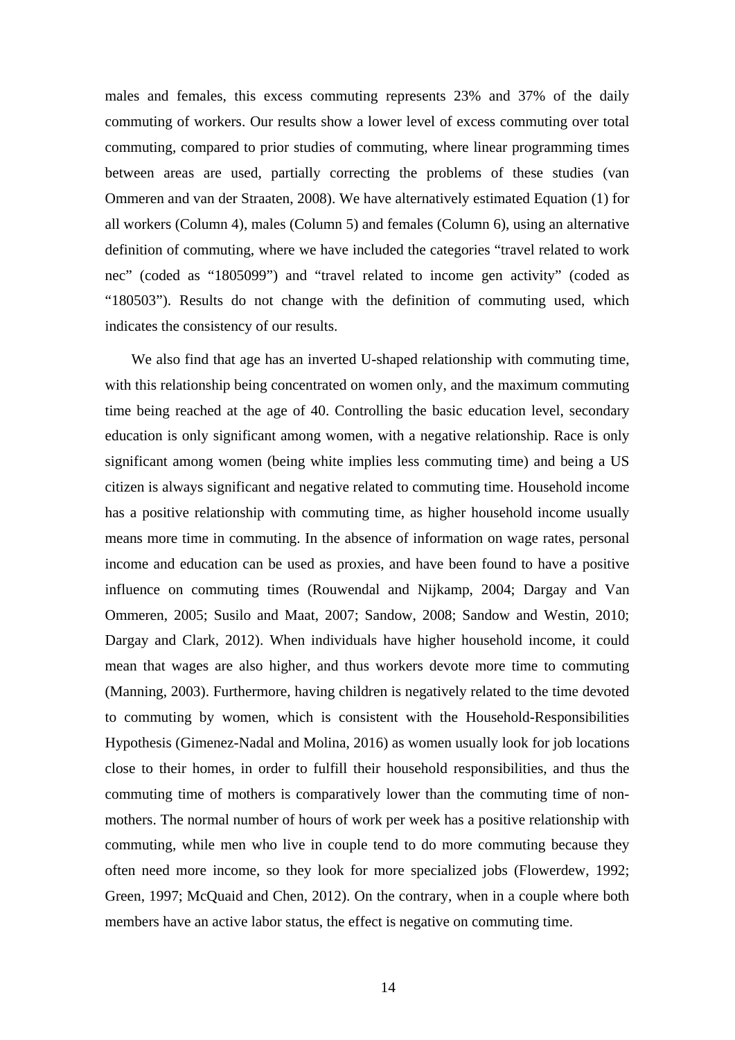males and females, this excess commuting represents 23% and 37% of the daily commuting of workers. Our results show a lower level of excess commuting over total commuting, compared to prior studies of commuting, where linear programming times between areas are used, partially correcting the problems of these studies (van Ommeren and van der Straaten, 2008). We have alternatively estimated Equation (1) for all workers (Column 4), males (Column 5) and females (Column 6), using an alternative definition of commuting, where we have included the categories "travel related to work nec" (coded as "1805099") and "travel related to income gen activity" (coded as "180503"). Results do not change with the definition of commuting used, which indicates the consistency of our results.

We also find that age has an inverted U-shaped relationship with commuting time, with this relationship being concentrated on women only, and the maximum commuting time being reached at the age of 40. Controlling the basic education level, secondary education is only significant among women, with a negative relationship. Race is only significant among women (being white implies less commuting time) and being a US citizen is always significant and negative related to commuting time. Household income has a positive relationship with commuting time, as higher household income usually means more time in commuting. In the absence of information on wage rates, personal income and education can be used as proxies, and have been found to have a positive influence on commuting times (Rouwendal and Nijkamp, 2004; Dargay and Van Ommeren, 2005; Susilo and Maat, 2007; Sandow, 2008; Sandow and Westin, 2010; Dargay and Clark, 2012). When individuals have higher household income, it could mean that wages are also higher, and thus workers devote more time to commuting (Manning, 2003). Furthermore, having children is negatively related to the time devoted to commuting by women, which is consistent with the Household-Responsibilities Hypothesis (Gimenez-Nadal and Molina, 2016) as women usually look for job locations close to their homes, in order to fulfill their household responsibilities, and thus the commuting time of mothers is comparatively lower than the commuting time of non-mothers. The normal number of hours of work per week has a positive relationship with commuting, while men who live in couple tend to do more commuting because they often need more income, so they look for more specialized jobs (Flowerdew, 1992; Green, 1997; McQuaid and Chen, 2012). On the contrary, when in a couple where both members have an active labor status, the effect is negative on commuting time.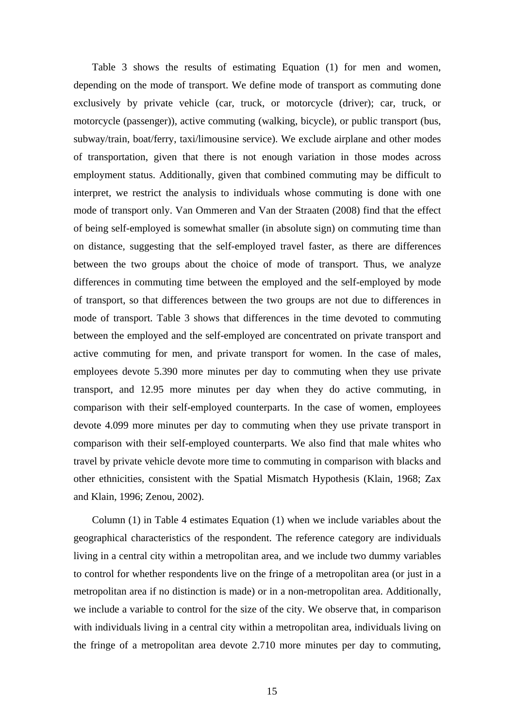Table 3 shows the results of estimating Equation (1) for men and women, depending on the mode of transport. We define mode of transport as commuting done exclusively by private vehicle (car, truck, or motorcycle (driver); car, truck, or motorcycle (passenger)), active commuting (walking, bicycle), or public transport (bus, subway/train, boat/ferry, taxi/limousine service). We exclude airplane and other modes of transportation, given that there is not enough variation in those modes across employment status. Additionally, given that combined commuting may be difficult to interpret, we restrict the analysis to individuals whose commuting is done with one mode of transport only. Van Ommeren and Van der Straaten (2008) find that the effect of being self-employed is somewhat smaller (in absolute sign) on commuting time than on distance, suggesting that the self-employed travel faster, as there are differences between the two groups about the choice of mode of transport. Thus, we analyze differences in commuting time between the employed and the self-employed by mode of transport, so that differences between the two groups are not due to differences in mode of transport. Table 3 shows that differences in the time devoted to commuting between the employed and the self-employed are concentrated on private transport and active commuting for men, and private transport for women. In the case of males, employees devote 5.390 more minutes per day to commuting when they use private transport, and 12.95 more minutes per day when they do active commuting, in comparison with their self-employed counterparts. In the case of women, employees devote 4.099 more minutes per day to commuting when they use private transport in comparison with their self-employed counterparts. We also find that male whites who travel by private vehicle devote more time to commuting in comparison with blacks and other ethnicities, consistent with the Spatial Mismatch Hypothesis (Klain, 1968; Zax and Klain, 1996; Zenou, 2002).

Column (1) in Table 4 estimates Equation (1) when we include variables about the geographical characteristics of the respondent. The reference category are individuals living in a central city within a metropolitan area, and we include two dummy variables to control for whether respondents live on the fringe of a metropolitan area (or just in a metropolitan area if no distinction is made) or in a non-metropolitan area. Additionally, we include a variable to control for the size of the city. We observe that, in comparison with individuals living in a central city within a metropolitan area, individuals living on the fringe of a metropolitan area devote 2.710 more minutes per day to commuting,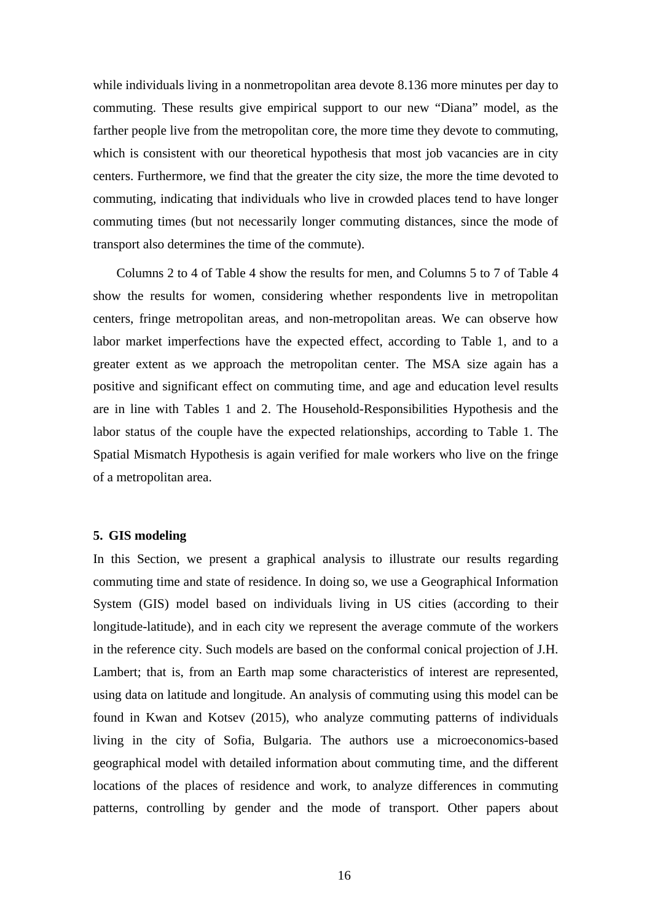while individuals living in a nonmetropolitan area devote 8.136 more minutes per day to commuting. These results give empirical support to our new "Diana" model, as the farther people live from the metropolitan core, the more time they devote to commuting, which is consistent with our theoretical hypothesis that most job vacancies are in city centers. Furthermore, we find that the greater the city size, the more the time devoted to commuting, indicating that individuals who live in crowded places tend to have longer commuting times (but not necessarily longer commuting distances, since the mode of transport also determines the time of the commute).

Columns 2 to 4 of Table 4 show the results for men, and Columns 5 to 7 of Table 4 show the results for women, considering whether respondents live in metropolitan centers, fringe metropolitan areas, and non-metropolitan areas. We can observe how labor market imperfections have the expected effect, according to Table 1, and to a greater extent as we approach the metropolitan center. The MSA size again has a positive and significant effect on commuting time, and age and education level results are in line with Tables 1 and 2. The Household-Responsibilities Hypothesis and the labor status of the couple have the expected relationships, according to Table 1. The Spatial Mismatch Hypothesis is again verified for male workers who live on the fringe of a metropolitan area.

## 5. GIS modeling

In this Section, we present a graphical analysis to illustrate our results regarding commuting time and state of residence. In doing so, we use a Geographical Information System (GIS) model based on individuals living in US cities (according to their longitude-latitude), and in each city we represent the average commute of the workers in the reference city. Such models are based on the conformal conical projection of J.H. Lambert; that is, from an Earth map some characteristics of interest are represented, using data on latitude and longitude. An analysis of commuting using this model can be found in Kwan and Kotsev (2015), who analyze commuting patterns of individuals living in the city of Sofia, Bulgaria. The authors use a microeconomics-based geographical model with detailed information about commuting time, and the different locations of the places of residence and work, to analyze differences in commuting patterns, controlling by gender and the mode of transport. Other papers about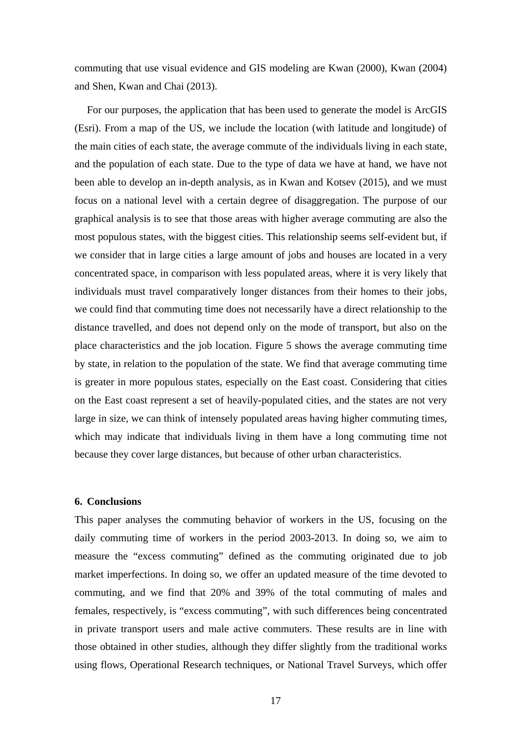commuting that use visual evidence and GIS modeling are Kwan (2000), Kwan (2004) and Shen, Kwan and Chai (2013).

For our purposes, the application that has been used to generate the model is ArcGIS (Esri). From a map of the US, we include the location (with latitude and longitude) of the main cities of each state, the average commute of the individuals living in each state, and the population of each state. Due to the type of data we have at hand, we have not been able to develop an in-depth analysis, as in Kwan and Kotsev (2015), and we must focus on a national level with a certain degree of disaggregation. The purpose of our graphical analysis is to see that those areas with higher average commuting are also the most populous states, with the biggest cities. This relationship seems self-evident but, if we consider that in large cities a large amount of jobs and houses are located in a very concentrated space, in comparison with less populated areas, where it is very likely that individuals must travel comparatively longer distances from their homes to their jobs, we could find that commuting time does not necessarily have a direct relationship to the distance travelled, and does not depend only on the mode of transport, but also on the place characteristics and the job location. Figure 5 shows the average commuting time by state, in relation to the population of the state. We find that average commuting time is greater in more populous states, especially on the East coast. Considering that cities on the East coast represent a set of heavily-populated cities, and the states are not very large in size, we can think of intensely populated areas having higher commuting times, which may indicate that individuals living in them have a long commuting time not because they cover large distances, but because of other urban characteristics.

## 6. Conclusions

This paper analyses the commuting behavior of workers in the US, focusing on the daily commuting time of workers in the period 2003-2013. In doing so, we aim to measure the "excess commuting" defined as the commuting originated due to job market imperfections. In doing so, we offer an updated measure of the time devoted to commuting, and we find that 20% and 39% of the total commuting of males and females, respectively, is "excess commuting", with such differences being concentrated in private transport users and male active commuters. These results are in line with those obtained in other studies, although they differ slightly from the traditional works using flows, Operational Research techniques, or National Travel Surveys, which offer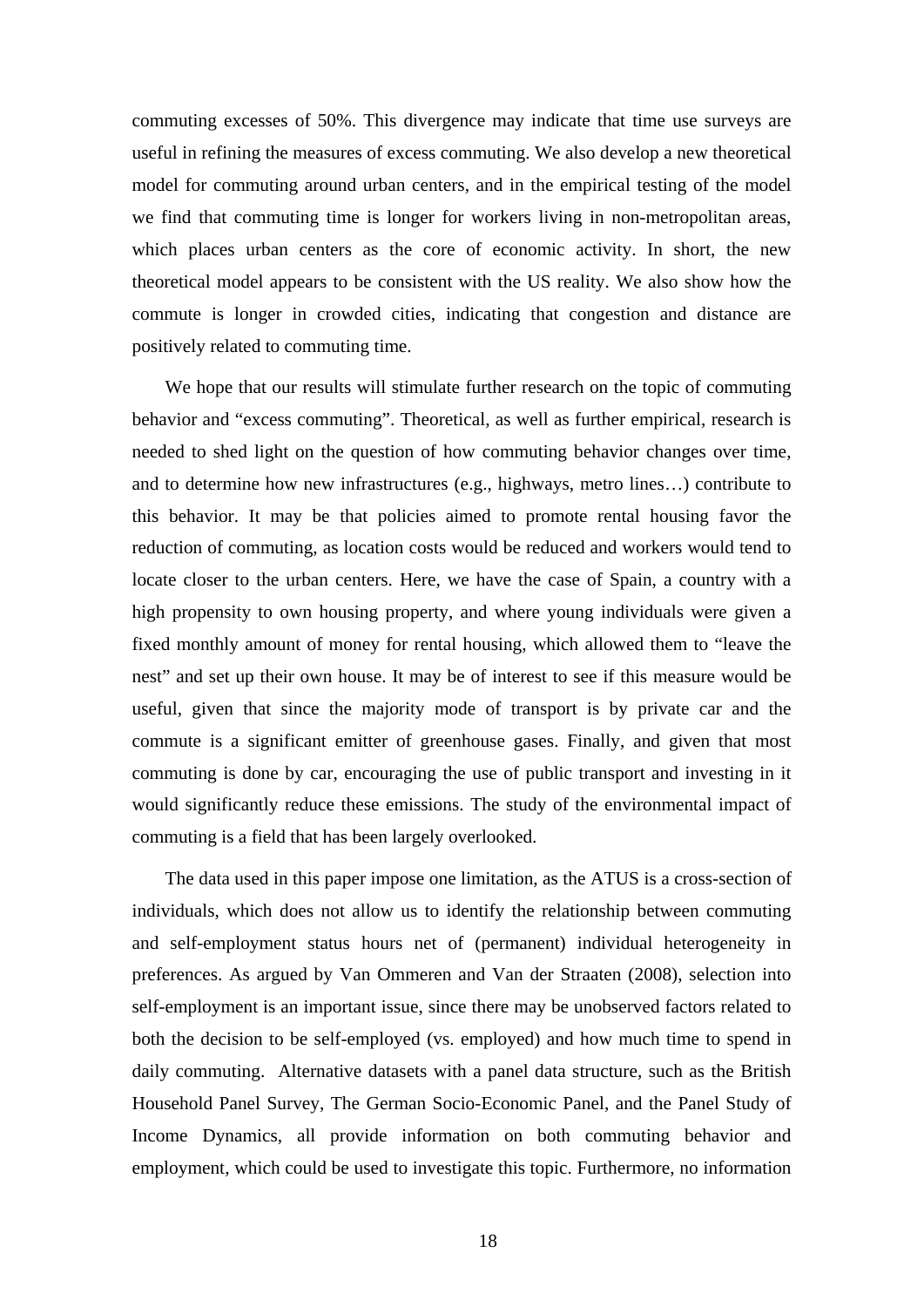commuting excesses of 50%. This divergence may indicate that time use surveys are useful in refining the measures of excess commuting. We also develop a new theoretical model for commuting around urban centers, and in the empirical testing of the model we find that commuting time is longer for workers living in non-metropolitan areas, which places urban centers as the core of economic activity. In short, the new theoretical model appears to be consistent with the US reality. We also show how the commute is longer in crowded cities, indicating that congestion and distance are positively related to commuting time.

We hope that our results will stimulate further research on the topic of commuting behavior and "excess commuting". Theoretical, as well as further empirical, research is needed to shed light on the question of how commuting behavior changes over time, and to determine how new infrastructures (e.g., highways, metro lines…) contribute to this behavior. It may be that policies aimed to promote rental housing favor the reduction of commuting, as location costs would be reduced and workers would tend to locate closer to the urban centers. Here, we have the case of Spain, a country with a high propensity to own housing property, and where young individuals were given a fixed monthly amount of money for rental housing, which allowed them to "leave the nest" and set up their own house. It may be of interest to see if this measure would be useful, given that since the majority mode of transport is by private car and the commute is a significant emitter of greenhouse gases. Finally, and given that most commuting is done by car, encouraging the use of public transport and investing in it would significantly reduce these emissions. The study of the environmental impact of commuting is a field that has been largely overlooked.

The data used in this paper impose one limitation, as the ATUS is a cross-section of individuals, which does not allow us to identify the relationship between commuting and self-employment status hours net of (permanent) individual heterogeneity in preferences. As argued by Van Ommeren and Van der Straaten (2008), selection into self-employment is an important issue, since there may be unobserved factors related to both the decision to be self-employed (vs. employed) and how much time to spend in daily commuting. Alternative datasets with a panel data structure, such as the British Household Panel Survey, The German Socio-Economic Panel, and the Panel Study of Income Dynamics, all provide information on both commuting behavior and employment, which could be used to investigate this topic. Furthermore, no information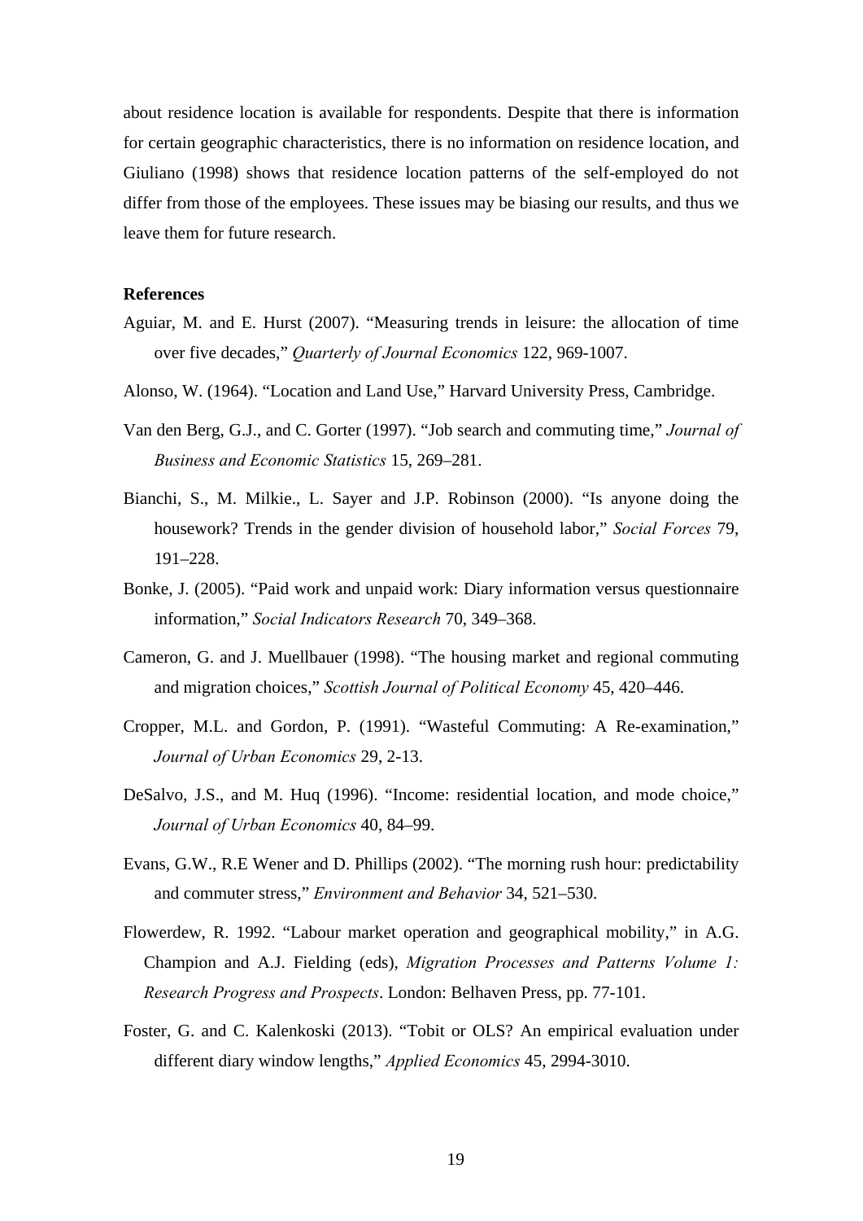about residence location is available for respondents. Despite that there is information for certain geographic characteristics, there is no information on residence location, and Giuliano (1998) shows that residence location patterns of the self-employed do not differ from those of the employees. These issues may be biasing our results, and thus we leave them for future research.

**References**

Aguiar, M. and E. Hurst (2007). "Measuring trends in leisure: the allocation of time over five decades," *Quarterly of Journal Economics* 122, 969-1007.

Alonso, W. (1964). "Location and Land Use," Harvard University Press, Cambridge.

Van den Berg, G.J., and C. Gorter (1997). "Job search and commuting time," *Journal of Business and Economic Statistics* 15, 269–281.

Bianchi, S., M. Milkie., L. Sayer and J.P. Robinson (2000). "Is anyone doing the housework? Trends in the gender division of household labor," *Social Forces* 79, 191–228.

Bonke, J. (2005). "Paid work and unpaid work: Diary information versus questionnaire information," *Social Indicators Research* 70, 349–368.

Cameron, G. and J. Muellbauer (1998). "The housing market and regional commuting and migration choices," *Scottish Journal of Political Economy* 45, 420–446.

Cropper, M.L. and Gordon, P. (1991). "Wasteful Commuting: A Re-examination," *Journal of Urban Economics* 29, 2-13.

DeSalvo, J.S., and M. Huq (1996). "Income: residential location, and mode choice," *Journal of Urban Economics* 40, 84–99.

Evans, G.W., R.E Wener and D. Phillips (2002). "The morning rush hour: predictability and commuter stress," *Environment and Behavior* 34, 521–530.

Flowerdew, R. 1992. "Labour market operation and geographical mobility," in A.G. Champion and A.J. Fielding (eds), *Migration Processes and Patterns Volume 1: Research Progress and Prospects*. London: Belhaven Press, pp. 77-101.

Foster, G. and C. Kalenkoski (2013). "Tobit or OLS? An empirical evaluation under different diary window lengths," *Applied Economics* 45, 2994-3010.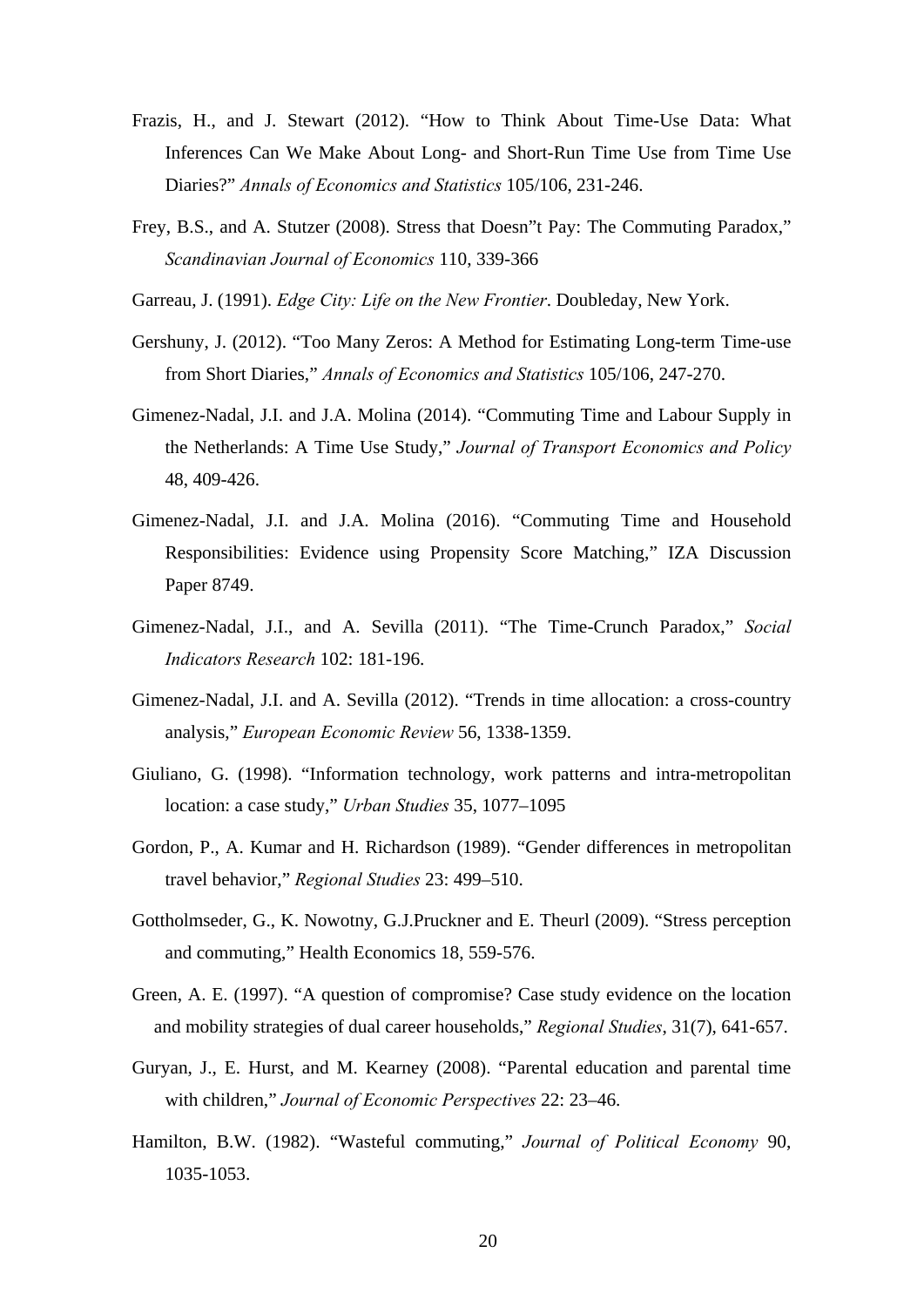Frazis, H., and J. Stewart (2012). "How to Think About Time-Use Data: What Inferences Can We Make About Long- and Short-Run Time Use from Time Use Diaries?" *Annals of Economics and Statistics* 105/106, 231-246.

Frey, B.S., and A. Stutzer (2008). Stress that Doesn"t Pay: The Commuting Paradox," *Scandinavian Journal of Economics* 110, 339-366

Garreau, J. (1991). *Edge City: Life on the New Frontier*. Doubleday, New York.

Gershuny, J. (2012). "Too Many Zeros: A Method for Estimating Long-term Time-use from Short Diaries," *Annals of Economics and Statistics* 105/106, 247-270.

Gimenez-Nadal, J.I. and J.A. Molina (2014). "Commuting Time and Labour Supply in the Netherlands: A Time Use Study," *Journal of Transport Economics and Policy* 48, 409-426.

Gimenez-Nadal, J.I. and J.A. Molina (2016). "Commuting Time and Household Responsibilities: Evidence using Propensity Score Matching," IZA Discussion Paper 8749.

Gimenez-Nadal, J.I., and A. Sevilla (2011). "The Time-Crunch Paradox," *Social Indicators Research* 102: 181-196.

Gimenez-Nadal, J.I. and A. Sevilla (2012). "Trends in time allocation: a cross-country analysis," *European Economic Review* 56, 1338-1359.

Giuliano, G. (1998). "Information technology, work patterns and intra-metropolitan location: a case study," *Urban Studies* 35, 1077–1095

Gordon, P., A. Kumar and H. Richardson (1989). "Gender differences in metropolitan travel behavior," *Regional Studies* 23: 499–510.

Gottholmseder, G., K. Nowotny, G.J.Pruckner and E. Theurl (2009). "Stress perception and commuting," Health Economics 18, 559-576.

Green, A. E. (1997). "A question of compromise? Case study evidence on the location and mobility strategies of dual career households," *Regional Studies*, 31(7), 641-657.

Guryan, J., E. Hurst, and M. Kearney (2008). "Parental education and parental time with children," *Journal of Economic Perspectives* 22: 23–46.

Hamilton, B.W. (1982). "Wasteful commuting," *Journal of Political Economy* 90, 1035-1053.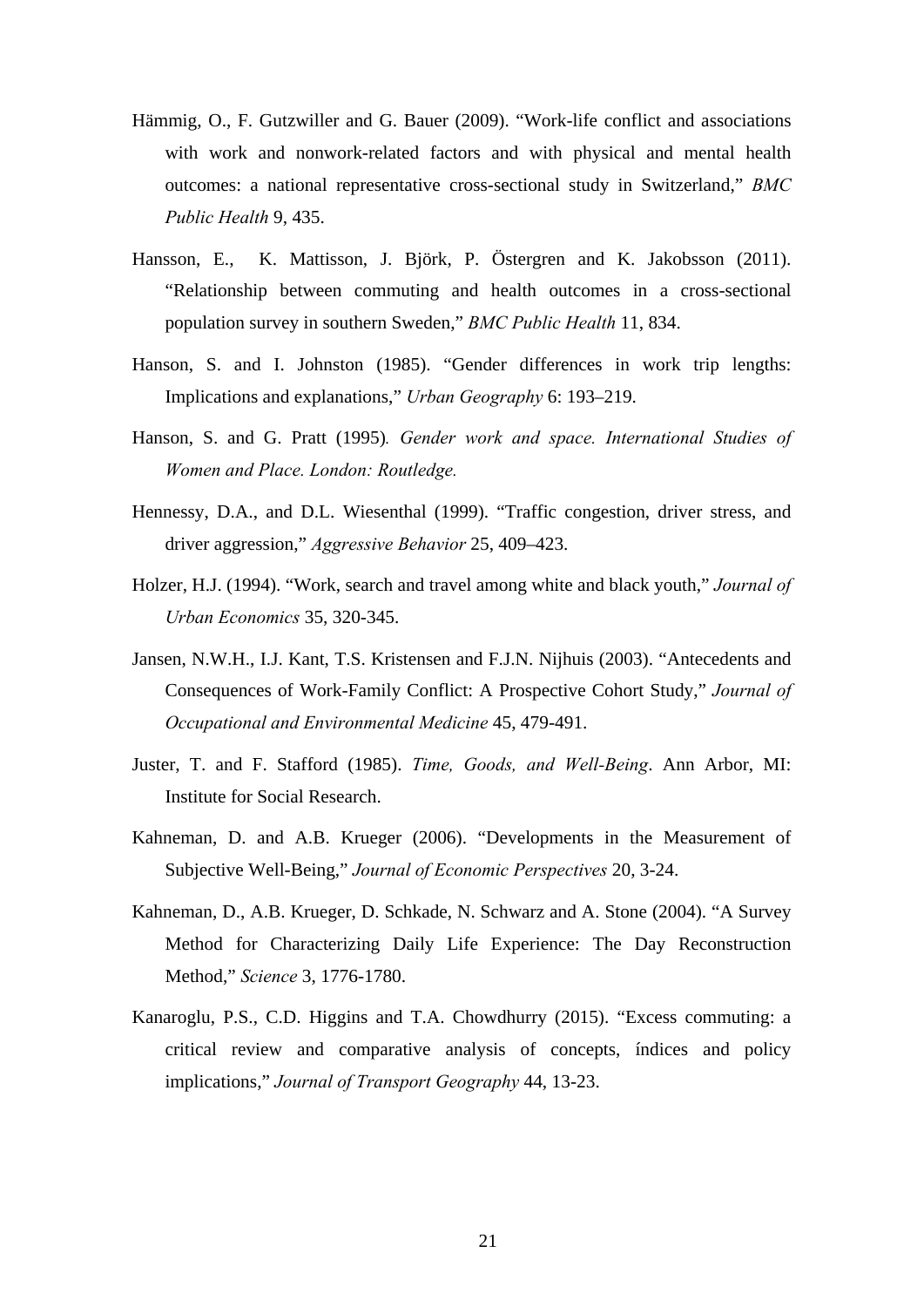Hämmig, O., F. Gutzwiller and G. Bauer (2009). "Work-life conflict and associations with work and nonwork-related factors and with physical and mental health outcomes: a national representative cross-sectional study in Switzerland," *BMC Public Health* 9, 435.

Hansson, E., K. Mattisson, J. Björk, P. Östergren and K. Jakobsson (2011). "Relationship between commuting and health outcomes in a cross-sectional population survey in southern Sweden," *BMC Public Health* 11, 834.

Hanson, S. and I. Johnston (1985). "Gender differences in work trip lengths: Implications and explanations," *Urban Geography* 6: 193–219.

Hanson, S. and G. Pratt (1995)*. Gender work and space. International Studies of Women and Place. London: Routledge.*

Hennessy, D.A., and D.L. Wiesenthal (1999). "Traffic congestion, driver stress, and driver aggression," *Aggressive Behavior* 25, 409–423.

Holzer, H.J. (1994). "Work, search and travel among white and black youth," *Journal of Urban Economics* 35, 320-345.

Jansen, N.W.H., I.J. Kant, T.S. Kristensen and F.J.N. Nijhuis (2003). "Antecedents and Consequences of Work-Family Conflict: A Prospective Cohort Study," *Journal of Occupational and Environmental Medicine* 45, 479-491.

Juster, T. and F. Stafford (1985). *Time, Goods, and Well-Being*. Ann Arbor, MI: Institute for Social Research.

Kahneman, D. and A.B. Krueger (2006). "Developments in the Measurement of Subjective Well-Being," *Journal of Economic Perspectives* 20, 3-24.

Kahneman, D., A.B. Krueger, D. Schkade, N. Schwarz and A. Stone (2004). "A Survey Method for Characterizing Daily Life Experience: The Day Reconstruction Method," *Science* 3, 1776-1780.

Kanaroglu, P.S., C.D. Higgins and T.A. Chowdhurry (2015). "Excess commuting: a critical review and comparative analysis of concepts, índices and policy implications," *Journal of Transport Geography* 44, 13-23.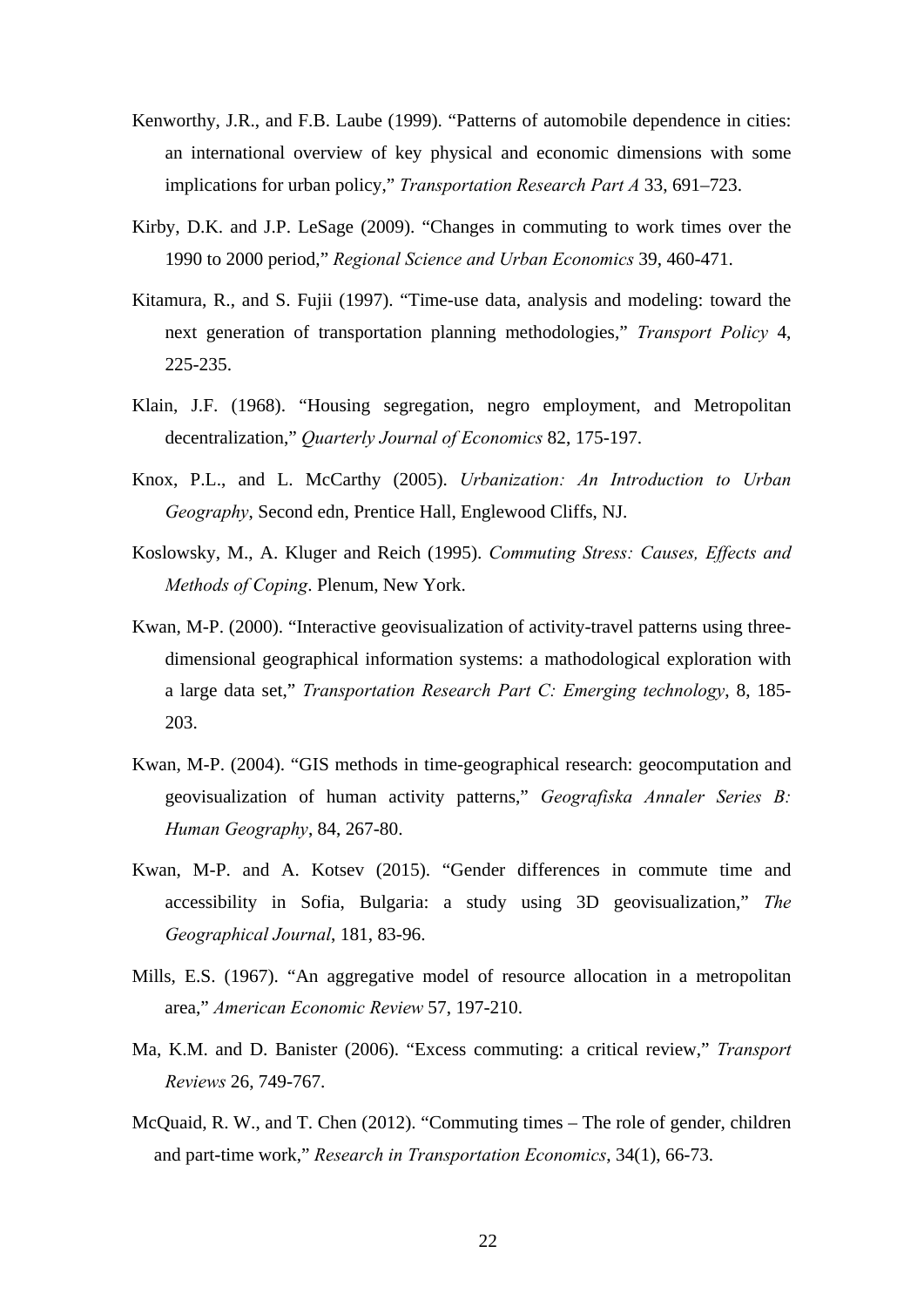Kenworthy, J.R., and F.B. Laube (1999). "Patterns of automobile dependence in cities: an international overview of key physical and economic dimensions with some implications for urban policy," *Transportation Research Part A* 33, 691–723.

Kirby, D.K. and J.P. LeSage (2009). "Changes in commuting to work times over the 1990 to 2000 period," *Regional Science and Urban Economics* 39, 460-471.

Kitamura, R., and S. Fujii (1997). "Time-use data, analysis and modeling: toward the next generation of transportation planning methodologies," *Transport Policy* 4, 225-235.

Klain, J.F. (1968). "Housing segregation, negro employment, and Metropolitan decentralization," *Quarterly Journal of Economics* 82, 175-197.

Knox, P.L., and L. McCarthy (2005). *Urbanization: An Introduction to Urban Geography*, Second edn, Prentice Hall, Englewood Cliffs, NJ.

Koslowsky, M., A. Kluger and Reich (1995). *Commuting Stress: Causes, Effects and Methods of Coping*. Plenum, New York.

Kwan, M-P. (2000). "Interactive geovisualization of activity-travel patterns using three-dimensional geographical information systems: a mathodological exploration with a large data set," *Transportation Research Part C: Emerging technology*, 8, 185-203.

Kwan, M-P. (2004). "GIS methods in time-geographical research: geocomputation and geovisualization of human activity patterns," *Geografiska Annaler Series B: Human Geography*, 84, 267-80.

Kwan, M-P. and A. Kotsev (2015). "Gender differences in commute time and accessibility in Sofia, Bulgaria: a study using 3D geovisualization," *The Geographical Journal*, 181, 83-96.

Mills, E.S. (1967). "An aggregative model of resource allocation in a metropolitan area," *American Economic Review* 57, 197-210.

Ma, K.M. and D. Banister (2006). "Excess commuting: a critical review," *Transport Reviews* 26, 749-767.

McQuaid, R. W., and T. Chen (2012). "Commuting times – The role of gender, children and part-time work," *Research in Transportation Economics*, 34(1), 66-73.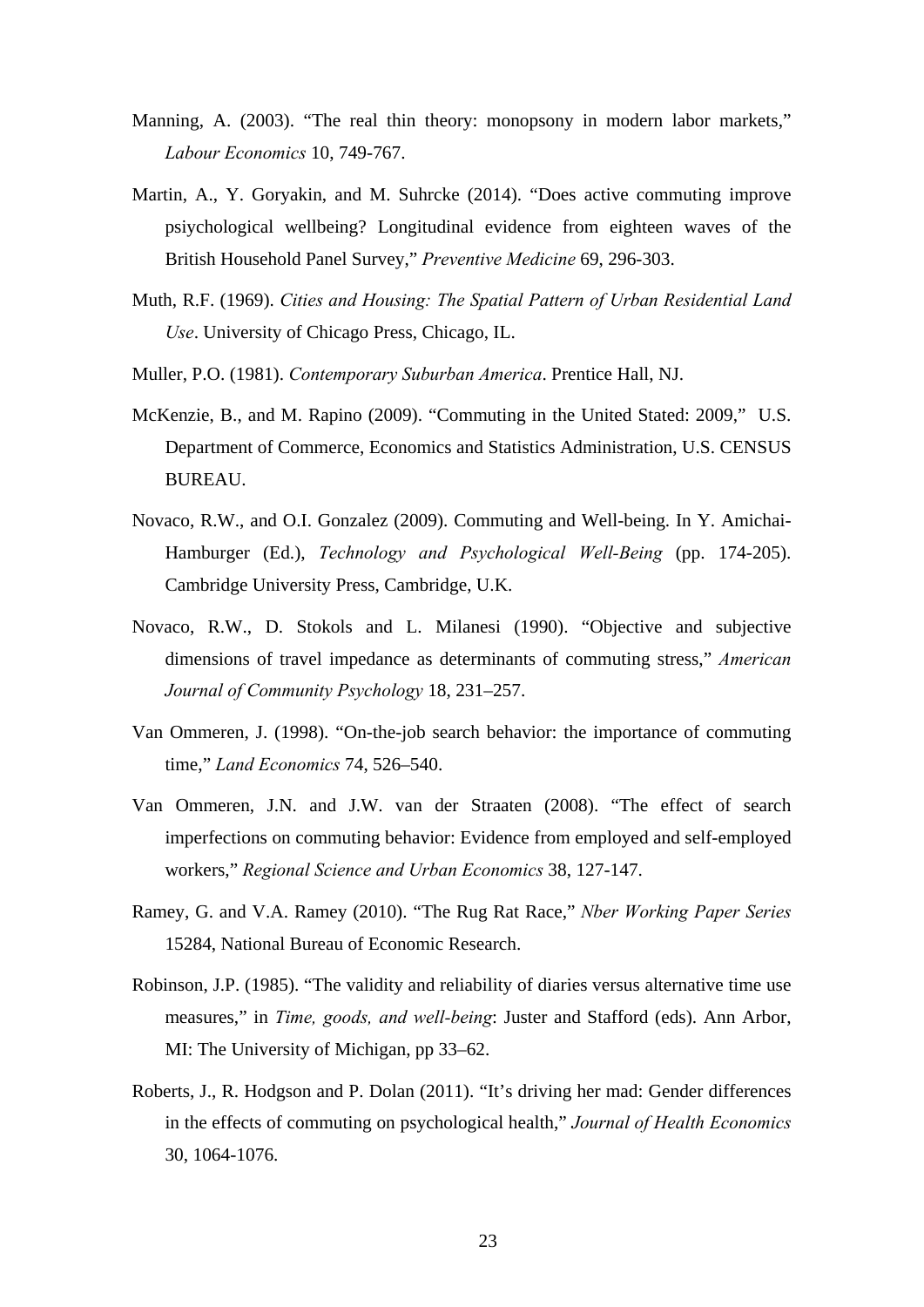Manning, A. (2003). "The real thin theory: monopsony in modern labor markets," *Labour Economics* 10, 749-767.

Martin, A., Y. Goryakin, and M. Suhrcke (2014). "Does active commuting improve psiychological wellbeing? Longitudinal evidence from eighteen waves of the British Household Panel Survey," *Preventive Medicine* 69, 296-303.

Muth, R.F. (1969). *Cities and Housing: The Spatial Pattern of Urban Residential Land Use*. University of Chicago Press, Chicago, IL.

Muller, P.O. (1981). *Contemporary Suburban America*. Prentice Hall, NJ.

McKenzie, B., and M. Rapino (2009). "Commuting in the United Stated: 2009," U.S. Department of Commerce, Economics and Statistics Administration, U.S. CENSUS BUREAU.

Novaco, R.W., and O.I. Gonzalez (2009). Commuting and Well-being. In Y. Amichai-Hamburger (Ed.), *Technology and Psychological Well-Being* (pp. 174-205). Cambridge University Press, Cambridge, U.K.

Novaco, R.W., D. Stokols and L. Milanesi (1990). "Objective and subjective dimensions of travel impedance as determinants of commuting stress," *American Journal of Community Psychology* 18, 231–257.

Van Ommeren, J. (1998). "On-the-job search behavior: the importance of commuting time," *Land Economics* 74, 526–540.

Van Ommeren, J.N. and J.W. van der Straaten (2008). "The effect of search imperfections on commuting behavior: Evidence from employed and self-employed workers," *Regional Science and Urban Economics* 38, 127-147.

Ramey, G. and V.A. Ramey (2010). "The Rug Rat Race," *Nber Working Paper Series* 15284, National Bureau of Economic Research.

Robinson, J.P. (1985). "The validity and reliability of diaries versus alternative time use measures," in *Time, goods, and well-being*: Juster and Stafford (eds). Ann Arbor, MI: The University of Michigan, pp 33–62.

Roberts, J., R. Hodgson and P. Dolan (2011). "It's driving her mad: Gender differences in the effects of commuting on psychological health," *Journal of Health Economics* 30, 1064-1076.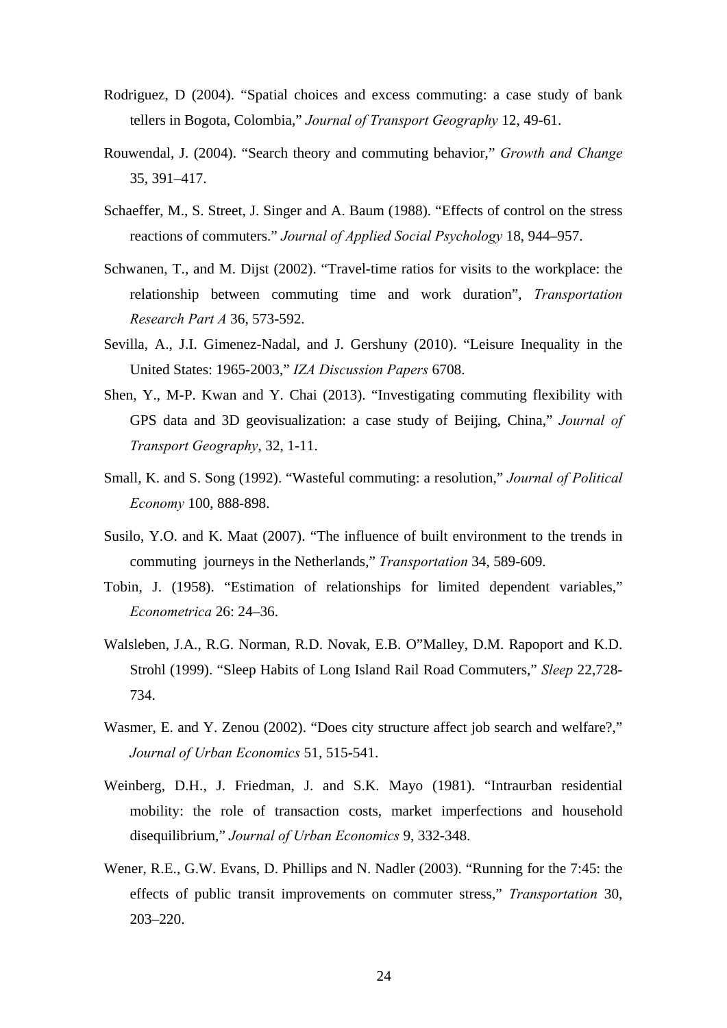Rodriguez, D (2004). “Spatial choices and excess commuting: a case study of bank tellers in Bogota, Colombia,” *Journal of Transport Geography* 12, 49-61.

Rouwendal, J. (2004). “Search theory and commuting behavior,” *Growth and Change* 35, 391–417.

Schaeffer, M., S. Street, J. Singer and A. Baum (1988). “Effects of control on the stress reactions of commuters.” *Journal of Applied Social Psychology* 18, 944–957.

Schwanen, T., and M. Dijst (2002). “Travel-time ratios for visits to the workplace: the relationship between commuting time and work duration”, *Transportation Research Part A* 36, 573-592.

Sevilla, A., J.I. Gimenez-Nadal, and J. Gershuny (2010). “Leisure Inequality in the United States: 1965-2003,” *IZA Discussion Papers* 6708.

Shen, Y., M-P. Kwan and Y. Chai (2013). “Investigating commuting flexibility with GPS data and 3D geovisualization: a case study of Beijing, China,” *Journal of Transport Geography*, 32, 1-11.

Small, K. and S. Song (1992). “Wasteful commuting: a resolution,” *Journal of Political Economy* 100, 888-898.

Susilo, Y.O. and K. Maat (2007). “The influence of built environment to the trends in commuting journeys in the Netherlands,” *Transportation* 34, 589-609.

Tobin, J. (1958). “Estimation of relationships for limited dependent variables,” *Econometrica* 26: 24–36.

Walsleben, J.A., R.G. Norman, R.D. Novak, E.B. O”Malley, D.M. Rapoport and K.D. Strohl (1999). “Sleep Habits of Long Island Rail Road Commuters,” *Sleep* 22,728-734.

Wasmer, E. and Y. Zenou (2002). “Does city structure affect job search and welfare?,” *Journal of Urban Economics* 51, 515-541.

Weinberg, D.H., J. Friedman, J. and S.K. Mayo (1981). “Intraurban residential mobility: the role of transaction costs, market imperfections and household disequilibrium,” *Journal of Urban Economics* 9, 332-348.

Wener, R.E., G.W. Evans, D. Phillips and N. Nadler (2003). “Running for the 7:45: the effects of public transit improvements on commuter stress,” *Transportation* 30, 203–220.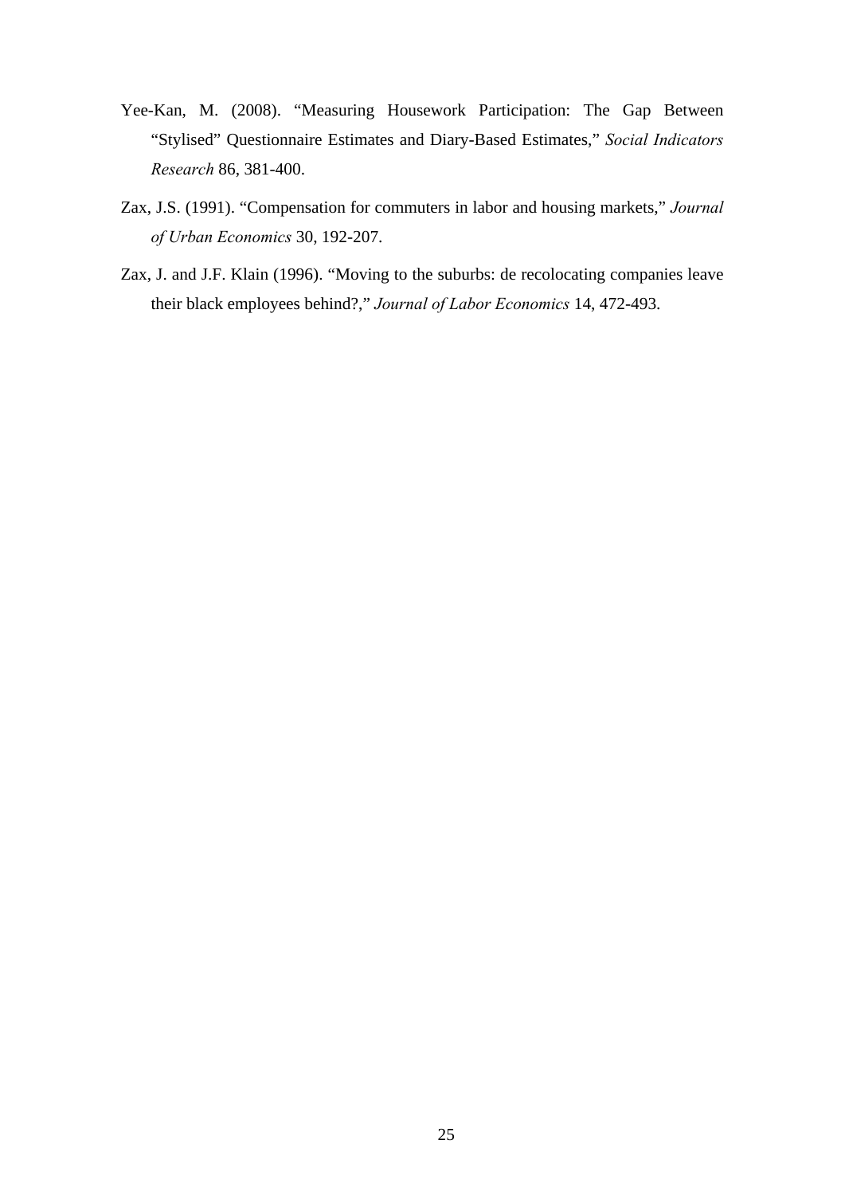Yee-Kan, M. (2008). "Measuring Housework Participation: The Gap Between "Stylised" Questionnaire Estimates and Diary-Based Estimates," *Social Indicators Research* 86, 381-400.

Zax, J.S. (1991). "Compensation for commuters in labor and housing markets," *Journal of Urban Economics* 30, 192-207.

Zax, J. and J.F. Klain (1996). "Moving to the suburbs: de recolocating companies leave their black employees behind?," *Journal of Labor Economics* 14, 472-493.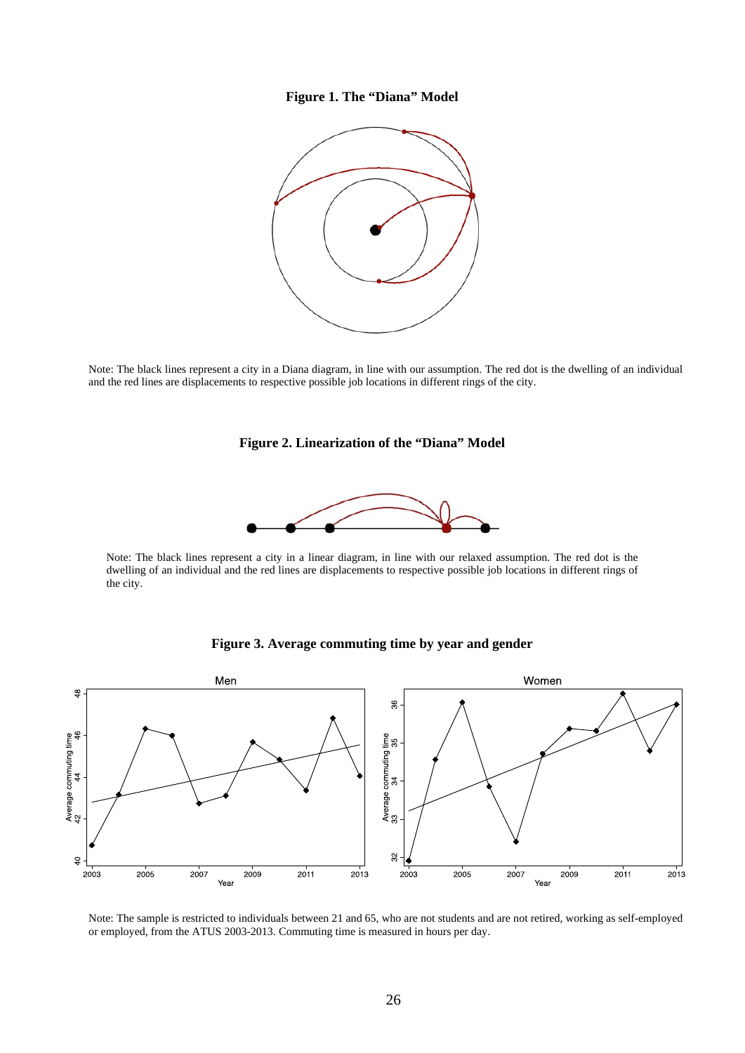**Figure 1. The "Diana" Model**

Note: The black lines represent a city in a Diana diagram, in line with our assumption. The red dot is the dwelling of an individual and the red lines are displacements to respective possible job locations in different rings of the city.

**Figure 2. Linearization of the "Diana" Model**

Note: The black lines represent a city in a linear diagram, in line with our relaxed assumption. The red dot is the dwelling of an individual and the red lines are displacements to respective possible job locations in different rings of the city.

**Figure 3. Average commuting time by year and gender**

Note: The sample is restricted to individuals between 21 and 65, who are not students and are not retired, working as self-employed or employed, from the ATUS 2003-2013. Commuting time is measured in hours per day.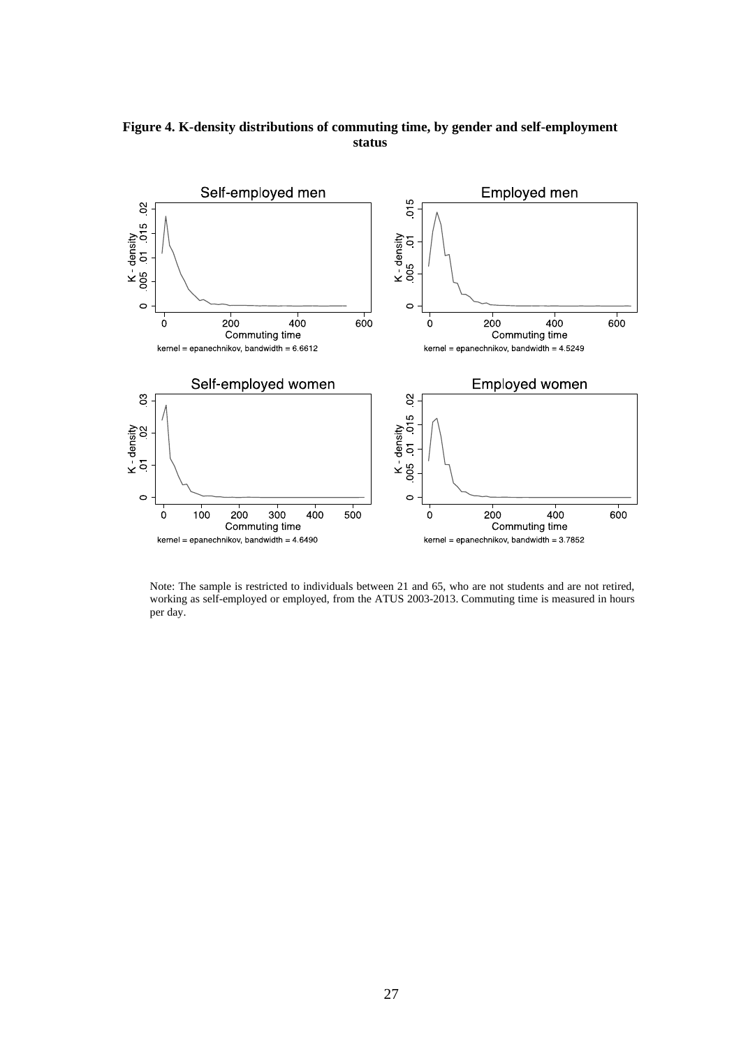**Figure 4. K-density distributions of commuting time, by gender and self-employment status**

Note: The sample is restricted to individuals between 21 and 65, who are not students and are not retired, working as self-employed or employed, from the ATUS 2003-2013. Commuting time is measured in hours per day.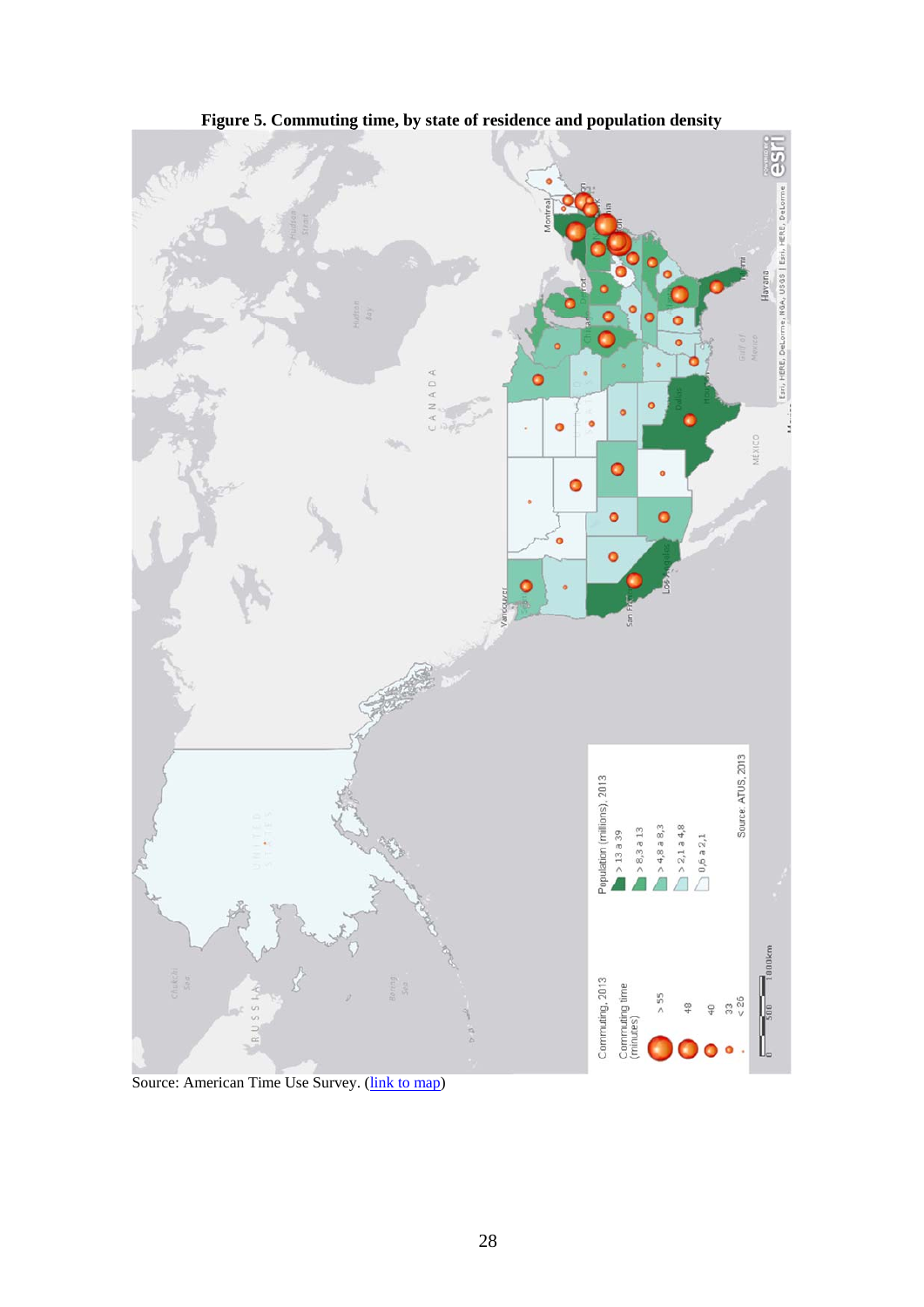**Figure 5. Commuting time, by state of residence and population density**

Source: American Time Use Survey. (link to map)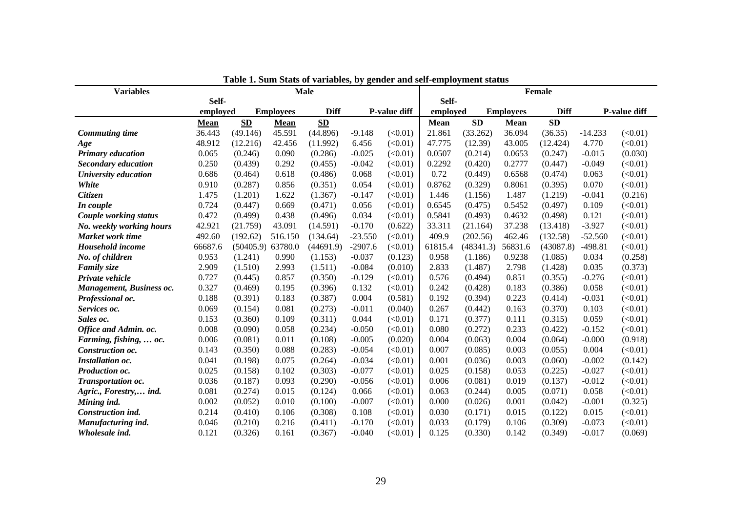**Table 1. Sum Stats of variables, by gender and self-employment status**

| Variables | Male | | | | | | Female | | | | | |
|---|---|---|---|---|---|---|---|---|---|---|---|---|
| | Self-employed | | Employees | | Diff | P-value diff | Self-employed | | Employees | | Diff | P-value diff |
| | Mean | SD | Mean | SD | | | Mean | SD | Mean | SD | | |
| *Commuting time* | 36.443 | (49.146) | 45.591 | (44.896) | -9.148 | (<0.01) | 21.861 | (33.262) | 36.094 | (36.35) | -14.233 | (<0.01) |
| *Age* | 48.912 | (12.216) | 42.456 | (11.992) | 6.456 | (<0.01) | 47.775 | (12.39) | 43.005 | (12.424) | 4.770 | (<0.01) |
| *Primary education* | 0.065 | (0.246) | 0.090 | (0.286) | -0.025 | (<0.01) | 0.0507 | (0.214) | 0.0653 | (0.247) | -0.015 | (0.030) |
| *Secondary education* | 0.250 | (0.439) | 0.292 | (0.455) | -0.042 | (<0.01) | 0.2292 | (0.420) | 0.2777 | (0.447) | -0.049 | (<0.01) |
| *University education* | 0.686 | (0.464) | 0.618 | (0.486) | 0.068 | (<0.01) | 0.72 | (0.449) | 0.6568 | (0.474) | 0.063 | (<0.01) |
| *White* | 0.910 | (0.287) | 0.856 | (0.351) | 0.054 | (<0.01) | 0.8762 | (0.329) | 0.8061 | (0.395) | 0.070 | (<0.01) |
| *Citizen* | 1.475 | (1.201) | 1.622 | (1.367) | -0.147 | (<0.01) | 1.446 | (1.156) | 1.487 | (1.219) | -0.041 | (0.216) |
| *In couple* | 0.724 | (0.447) | 0.669 | (0.471) | 0.056 | (<0.01) | 0.6545 | (0.475) | 0.5452 | (0.497) | 0.109 | (<0.01) |
| *Couple working status* | 0.472 | (0.499) | 0.438 | (0.496) | 0.034 | (<0.01) | 0.5841 | (0.493) | 0.4632 | (0.498) | 0.121 | (<0.01) |
| *No. weekly working hours* | 42.921 | (21.759) | 43.091 | (14.591) | -0.170 | (0.622) | 33.311 | (21.164) | 37.238 | (13.418) | -3.927 | (<0.01) |
| *Market work time* | 492.60 | (192.62) | 516.150 | (134.64) | -23.550 | (<0.01) | 409.9 | (202.56) | 462.46 | (132.58) | -52.560 | (<0.01) |
| *Household income* | 66687.6 | (50405.9) | 63780.0 | (44691.9) | -2907.6 | (<0.01) | 61815.4 | (48341.3) | 56831.6 | (43087.8) | -498.81 | (<0.01) |
| *No. of children* | 0.953 | (1.241) | 0.990 | (1.153) | -0.037 | (0.123) | 0.958 | (1.186) | 0.9238 | (1.085) | 0.034 | (0.258) |
| *Family size* | 2.909 | (1.510) | 2.993 | (1.511) | -0.084 | (0.010) | 2.833 | (1.487) | 2.798 | (1.428) | 0.035 | (0.373) |
| *Private vehicle* | 0.727 | (0.445) | 0.857 | (0.350) | -0.129 | (<0.01) | 0.576 | (0.494) | 0.851 | (0.355) | -0.276 | (<0.01) |
| *Management, Business oc.* | 0.327 | (0.469) | 0.195 | (0.396) | 0.132 | (<0.01) | 0.242 | (0.428) | 0.183 | (0.386) | 0.058 | (<0.01) |
| *Professional oc.* | 0.188 | (0.391) | 0.183 | (0.387) | 0.004 | (0.581) | 0.192 | (0.394) | 0.223 | (0.414) | -0.031 | (<0.01) |
| *Services oc.* | 0.069 | (0.154) | 0.081 | (0.273) | -0.011 | (0.040) | 0.267 | (0.442) | 0.163 | (0.370) | 0.103 | (<0.01) |
| *Sales oc.* | 0.153 | (0.360) | 0.109 | (0.311) | 0.044 | (<0.01) | 0.171 | (0.377) | 0.111 | (0.315) | 0.059 | (<0.01) |
| *Office and Admin. oc.* | 0.008 | (0.090) | 0.058 | (0.234) | -0.050 | (<0.01) | 0.080 | (0.272) | 0.233 | (0.422) | -0.152 | (<0.01) |
| *Farming, fishing, … oc.* | 0.006 | (0.081) | 0.011 | (0.108) | -0.005 | (0.020) | 0.004 | (0.063) | 0.004 | (0.064) | -0.000 | (0.918) |
| *Construction oc.* | 0.143 | (0.350) | 0.088 | (0.283) | -0.054 | (<0.01) | 0.007 | (0.085) | 0.003 | (0.055) | 0.004 | (<0.01) |
| *Installation oc.* | 0.041 | (0.198) | 0.075 | (0.264) | -0.034 | (<0.01) | 0.001 | (0.036) | 0.003 | (0.060) | -0.002 | (0.142) |
| *Production oc.* | 0.025 | (0.158) | 0.102 | (0.303) | -0.077 | (<0.01) | 0.025 | (0.158) | 0.053 | (0.225) | -0.027 | (<0.01) |
| *Transportation oc.* | 0.036 | (0.187) | 0.093 | (0.290) | -0.056 | (<0.01) | 0.006 | (0.081) | 0.019 | (0.137) | -0.012 | (<0.01) |
| *Agric., Forestry,… ind.* | 0.081 | (0.274) | 0.015 | (0.124) | 0.066 | (<0.01) | 0.063 | (0.244) | 0.005 | (0.071) | 0.058 | (<0.01) |
| *Mining ind.* | 0.002 | (0.052) | 0.010 | (0.100) | -0.007 | (<0.01) | 0.000 | (0.026) | 0.001 | (0.042) | -0.001 | (0.325) |
| *Construction ind.* | 0.214 | (0.410) | 0.106 | (0.308) | 0.108 | (<0.01) | 0.030 | (0.171) | 0.015 | (0.122) | 0.015 | (<0.01) |
| *Manufacturing ind.* | 0.046 | (0.210) | 0.216 | (0.411) | -0.170 | (<0.01) | 0.033 | (0.179) | 0.106 | (0.309) | -0.073 | (<0.01) |
| *Wholesale ind.* | 0.121 | (0.326) | 0.161 | (0.367) | -0.040 | (<0.01) | 0.125 | (0.330) | 0.142 | (0.349) | -0.017 | (0.069) |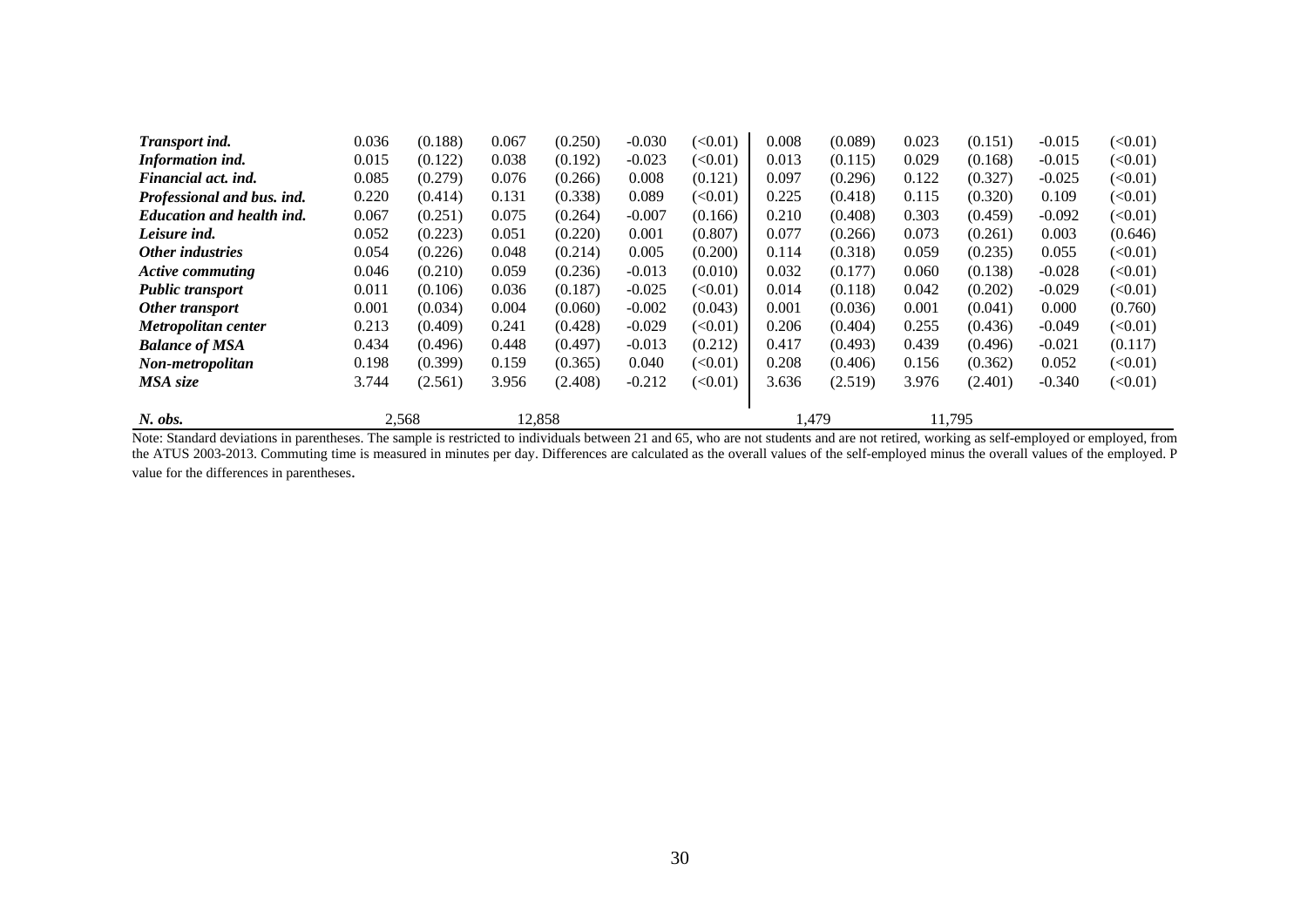| | | | | | | | | | | | | |
|---|---|---|---|---|---|---|---|---|---|---|---|---|
| ***Transport ind.*** | 0.036 | (0.188) | 0.067 | (0.250) | -0.030 | (<0.01) | 0.008 | (0.089) | 0.023 | (0.151) | -0.015 | (<0.01) |
| ***Information ind.*** | 0.015 | (0.122) | 0.038 | (0.192) | -0.023 | (<0.01) | 0.013 | (0.115) | 0.029 | (0.168) | -0.015 | (<0.01) |
| ***Financial act. ind.*** | 0.085 | (0.279) | 0.076 | (0.266) | 0.008 | (0.121) | 0.097 | (0.296) | 0.122 | (0.327) | -0.025 | (<0.01) |
| ***Professional and bus. ind.*** | 0.220 | (0.414) | 0.131 | (0.338) | 0.089 | (<0.01) | 0.225 | (0.418) | 0.115 | (0.320) | 0.109 | (<0.01) |
| ***Education and health ind.*** | 0.067 | (0.251) | 0.075 | (0.264) | -0.007 | (0.166) | 0.210 | (0.408) | 0.303 | (0.459) | -0.092 | (<0.01) |
| ***Leisure ind.*** | 0.052 | (0.223) | 0.051 | (0.220) | 0.001 | (0.807) | 0.077 | (0.266) | 0.073 | (0.261) | 0.003 | (0.646) |
| ***Other industries*** | 0.054 | (0.226) | 0.048 | (0.214) | 0.005 | (0.200) | 0.114 | (0.318) | 0.059 | (0.235) | 0.055 | (<0.01) |
| ***Active commuting*** | 0.046 | (0.210) | 0.059 | (0.236) | -0.013 | (0.010) | 0.032 | (0.177) | 0.060 | (0.138) | -0.028 | (<0.01) |
| ***Public transport*** | 0.011 | (0.106) | 0.036 | (0.187) | -0.025 | (<0.01) | 0.014 | (0.118) | 0.042 | (0.202) | -0.029 | (<0.01) |
| ***Other transport*** | 0.001 | (0.034) | 0.004 | (0.060) | -0.002 | (0.043) | 0.001 | (0.036) | 0.001 | (0.041) | 0.000 | (0.760) |
| ***Metropolitan center*** | 0.213 | (0.409) | 0.241 | (0.428) | -0.029 | (<0.01) | 0.206 | (0.404) | 0.255 | (0.436) | -0.049 | (<0.01) |
| ***Balance of MSA*** | 0.434 | (0.496) | 0.448 | (0.497) | -0.013 | (0.212) | 0.417 | (0.493) | 0.439 | (0.496) | -0.021 | (0.117) |
| ***Non-metropolitan*** | 0.198 | (0.399) | 0.159 | (0.365) | 0.040 | (<0.01) | 0.208 | (0.406) | 0.156 | (0.362) | 0.052 | (<0.01) |
| ***MSA size*** | 3.744 | (2.561) | 3.956 | (2.408) | -0.212 | (<0.01) | 3.636 | (2.519) | 3.976 | (2.401) | -0.340 | (<0.01) |
| ***N. obs.*** | 2,568 | | 12,858 | | | | 1,479 | | 11,795 | | | |

Note: Standard deviations in parentheses. The sample is restricted to individuals between 21 and 65, who are not students and are not retired, working as self-employed or employed, from the ATUS 2003-2013. Commuting time is measured in minutes per day. Differences are calculated as the overall values of the self-employed minus the overall values of the employed. P value for the differences in parentheses.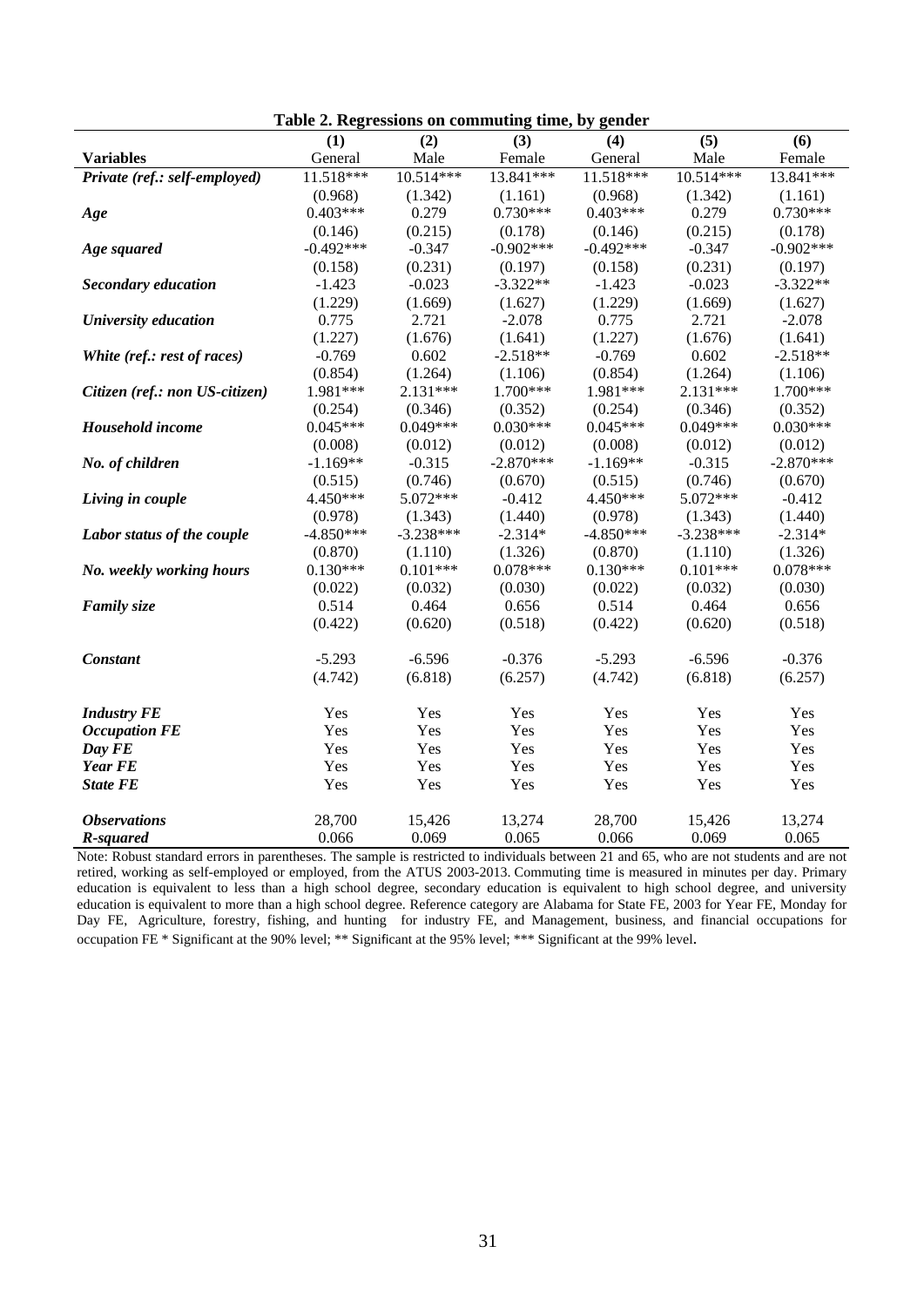**Table 2. Regressions on commuting time, by gender**

| | (1) | (2) | (3) | (4) | (5) | (6) |
|---|---|---|---|---|---|---|
| **Variables** | General | Male | Female | General | Male | Female |
| ***Private (ref.: self-employed)*** | 11.518*** | 10.514*** | 13.841*** | 11.518*** | 10.514*** | 13.841*** |
| | (0.968) | (1.342) | (1.161) | (0.968) | (1.342) | (1.161) |
| ***Age*** | 0.403*** | 0.279 | 0.730*** | 0.403*** | 0.279 | 0.730*** |
| | (0.146) | (0.215) | (0.178) | (0.146) | (0.215) | (0.178) |
| ***Age squared*** | -0.492*** | -0.347 | -0.902*** | -0.492*** | -0.347 | -0.902*** |
| | (0.158) | (0.231) | (0.197) | (0.158) | (0.231) | (0.197) |
| ***Secondary education*** | -1.423 | -0.023 | -3.322** | -1.423 | -0.023 | -3.322** |
| | (1.229) | (1.669) | (1.627) | (1.229) | (1.669) | (1.627) |
| ***University education*** | 0.775 | 2.721 | -2.078 | 0.775 | 2.721 | -2.078 |
| | (1.227) | (1.676) | (1.641) | (1.227) | (1.676) | (1.641) |
| ***White (ref.: rest of races)*** | -0.769 | 0.602 | -2.518** | -0.769 | 0.602 | -2.518** |
| | (0.854) | (1.264) | (1.106) | (0.854) | (1.264) | (1.106) |
| ***Citizen (ref.: non US-citizen)*** | 1.981*** | 2.131*** | 1.700*** | 1.981*** | 2.131*** | 1.700*** |
| | (0.254) | (0.346) | (0.352) | (0.254) | (0.346) | (0.352) |
| ***Household income*** | 0.045*** | 0.049*** | 0.030*** | 0.045*** | 0.049*** | 0.030*** |
| | (0.008) | (0.012) | (0.012) | (0.008) | (0.012) | (0.012) |
| ***No. of children*** | -1.169** | -0.315 | -2.870*** | -1.169** | -0.315 | -2.870*** |
| | (0.515) | (0.746) | (0.670) | (0.515) | (0.746) | (0.670) |
| ***Living in couple*** | 4.450*** | 5.072*** | -0.412 | 4.450*** | 5.072*** | -0.412 |
| | (0.978) | (1.343) | (1.440) | (0.978) | (1.343) | (1.440) |
| ***Labor status of the couple*** | -4.850*** | -3.238*** | -2.314* | -4.850*** | -3.238*** | -2.314* |
| | (0.870) | (1.110) | (1.326) | (0.870) | (1.110) | (1.326) |
| ***No. weekly working hours*** | 0.130*** | 0.101*** | 0.078*** | 0.130*** | 0.101*** | 0.078*** |
| | (0.022) | (0.032) | (0.030) | (0.022) | (0.032) | (0.030) |
| ***Family size*** | 0.514 | 0.464 | 0.656 | 0.514 | 0.464 | 0.656 |
| | (0.422) | (0.620) | (0.518) | (0.422) | (0.620) | (0.518) |
| ***Constant*** | -5.293 | -6.596 | -0.376 | -5.293 | -6.596 | -0.376 |
| | (4.742) | (6.818) | (6.257) | (4.742) | (6.818) | (6.257) |
| ***Industry FE*** | Yes | Yes | Yes | Yes | Yes | Yes |
| ***Occupation FE*** | Yes | Yes | Yes | Yes | Yes | Yes |
| ***Day FE*** | Yes | Yes | Yes | Yes | Yes | Yes |
| ***Year FE*** | Yes | Yes | Yes | Yes | Yes | Yes |
| ***State FE*** | Yes | Yes | Yes | Yes | Yes | Yes |
| ***Observations*** | 28,700 | 15,426 | 13,274 | 28,700 | 15,426 | 13,274 |
| ***R-squared*** | 0.066 | 0.069 | 0.065 | 0.066 | 0.069 | 0.065 |

Note: Robust standard errors in parentheses. The sample is restricted to individuals between 21 and 65, who are not students and are not retired, working as self-employed or employed, from the ATUS 2003-2013. Commuting time is measured in minutes per day. Primary education is equivalent to less than a high school degree, secondary education is equivalent to high school degree, and university education is equivalent to more than a high school degree. Reference category are Alabama for State FE, 2003 for Year FE, Monday for Day FE, Agriculture, forestry, fishing, and hunting for industry FE, and Management, business, and financial occupations for occupation FE * Significant at the 90% level; ** Significant at the 95% level; *** Significant at the 99% level.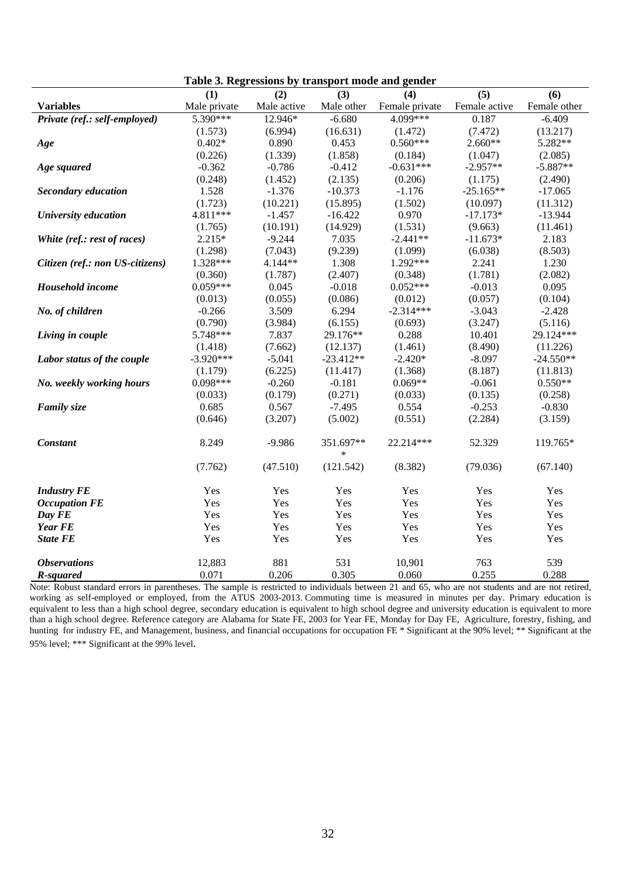**Table 3. Regressions by transport mode and gender**

| | (1) | (2) | (3) | (4) | (5) | (6) |
|---|---|---|---|---|---|---|
| **Variables** | Male private | Male active | Male other | Female private | Female active | Female other |
| ***Private (ref.: self-employed)*** | 5.390*** | 12.946* | -6.680 | 4.099*** | 0.187 | -6.409 |
| | (1.573) | (6.994) | (16.631) | (1.472) | (7.472) | (13.217) |
| ***Age*** | 0.402* | 0.890 | 0.453 | 0.560*** | 2.660** | 5.282** |
| | (0.226) | (1.339) | (1.858) | (0.184) | (1.047) | (2.085) |
| ***Age squared*** | -0.362 | -0.786 | -0.412 | -0.631*** | -2.957** | -5.887** |
| | (0.248) | (1.452) | (2.135) | (0.206) | (1.175) | (2.490) |
| ***Secondary education*** | 1.528 | -1.376 | -10.373 | -1.176 | -25.165** | -17.065 |
| | (1.723) | (10.221) | (15.895) | (1.502) | (10.097) | (11.312) |
| ***University education*** | 4.811*** | -1.457 | -16.422 | 0.970 | -17.173* | -13.944 |
| | (1.765) | (10.191) | (14.929) | (1.531) | (9.663) | (11.461) |
| ***White (ref.: rest of races)*** | 2.215* | -9.244 | 7.035 | -2.441** | -11.673* | 2.183 |
| | (1.298) | (7.043) | (9.239) | (1.099) | (6.038) | (8.503) |
| ***Citizen (ref.: non US-citizens)*** | 1.328*** | 4.144** | 1.308 | 1.292*** | 2.241 | 1.230 |
| | (0.360) | (1.787) | (2.407) | (0.348) | (1.781) | (2.082) |
| ***Household income*** | 0.059*** | 0.045 | -0.018 | 0.052*** | -0.013 | 0.095 |
| | (0.013) | (0.055) | (0.086) | (0.012) | (0.057) | (0.104) |
| ***No. of children*** | -0.266 | 3.509 | 6.294 | -2.314*** | -3.043 | -2.428 |
| | (0.790) | (3.984) | (6.155) | (0.693) | (3.247) | (5.116) |
| ***Living in couple*** | 5.748*** | 7.837 | 29.176** | 0.288 | 10.401 | 29.124*** |
| | (1.418) | (7.662) | (12.137) | (1.461) | (8.490) | (11.226) |
| ***Labor status of the couple*** | -3.920*** | -5.041 | -23.412** | -2.420* | -8.097 | -24.550** |
| | (1.179) | (6.225) | (11.417) | (1.368) | (8.187) | (11.813) |
| ***No. weekly working hours*** | 0.098*** | -0.260 | -0.181 | 0.069** | -0.061 | 0.550** |
| | (0.033) | (0.179) | (0.271) | (0.033) | (0.135) | (0.258) |
| ***Family size*** | 0.685 | 0.567 | -7.495 | 0.554 | -0.253 | -0.830 |
| | (0.646) | (3.207) | (5.002) | (0.551) | (2.284) | (3.159) |
| ***Constant*** | 8.249 | -9.986 | 351.697*** | 22.214*** | 52.329 | 119.765* |
| | (7.762) | (47.510) | (121.542) | (8.382) | (79.036) | (67.140) |
| ***Industry FE*** | Yes | Yes | Yes | Yes | Yes | Yes |
| ***Occupation FE*** | Yes | Yes | Yes | Yes | Yes | Yes |
| ***Day FE*** | Yes | Yes | Yes | Yes | Yes | Yes |
| ***Year FE*** | Yes | Yes | Yes | Yes | Yes | Yes |
| ***State FE*** | Yes | Yes | Yes | Yes | Yes | Yes |
| ***Observations*** | 12,883 | 881 | 531 | 10,901 | 763 | 539 |
| ***R-squared*** | 0.071 | 0.206 | 0.305 | 0.060 | 0.255 | 0.288 |

Note: Robust standard errors in parentheses. The sample is restricted to individuals between 21 and 65, who are not students and are not retired, working as self-employed or employed, from the ATUS 2003-2013. Commuting time is measured in minutes per day. Primary education is equivalent to less than a high school degree, secondary education is equivalent to high school degree and university education is equivalent to more than a high school degree. Reference category are Alabama for State FE, 2003 for Year FE, Monday for Day FE, Agriculture, forestry, fishing, and hunting for industry FE, and Management, business, and financial occupations for occupation FE * Significant at the 90% level; ** Significant at the 95% level; *** Significant at the 99% level.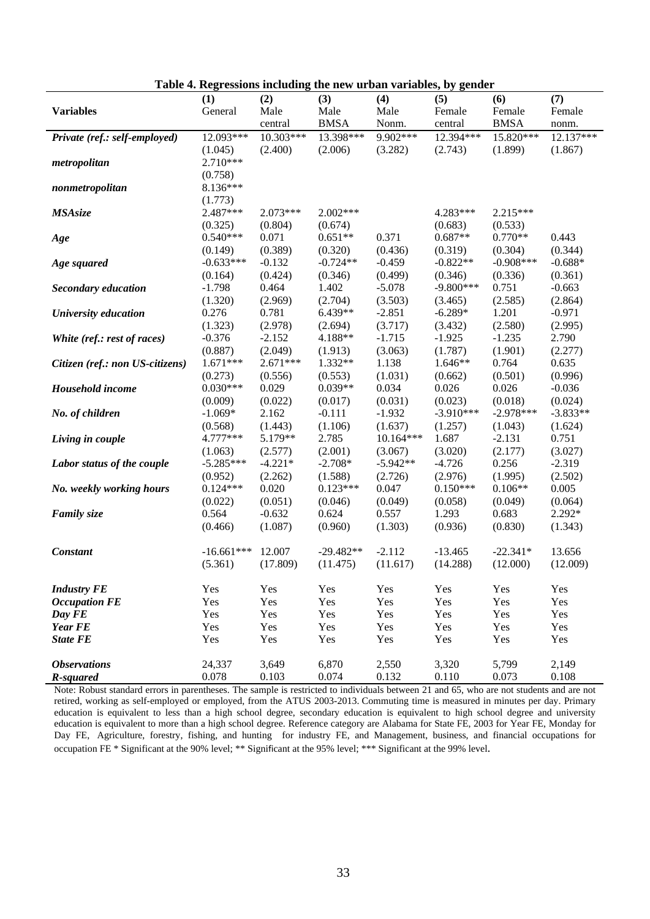**Table 4. Regressions including the new urban variables, by gender**

| **Variables** | **(1)** General | **(2)** Male central | **(3)** Male BMSA | **(4)** Male Nonm. | **(5)** Female central | **(6)** Female BMSA | **(7)** Female nonm. |
|---|---|---|---|---|---|---|---|
| ***Private (ref.: self-employed)*** | 12.093*** | 10.303*** | 13.398*** | 9.902*** | 12.394*** | 15.820*** | 12.137*** |
| | (1.045) | (2.400) | (2.006) | (3.282) | (2.743) | (1.899) | (1.867) |
| ***metropolitan*** | 2.710*** | | | | | | |
| | (0.758) | | | | | | |
| ***nonmetropolitan*** | 8.136*** | | | | | | |
| | (1.773) | | | | | | |
| ***MSAsize*** | 2.487*** | 2.073*** | 2.002*** | | 4.283*** | 2.215*** | |
| | (0.325) | (0.804) | (0.674) | | (0.683) | (0.533) | |
| ***Age*** | 0.540*** | 0.071 | 0.651** | 0.371 | 0.687** | 0.770** | 0.443 |
| | (0.149) | (0.389) | (0.320) | (0.436) | (0.319) | (0.304) | (0.344) |
| ***Age squared*** | -0.633*** | -0.132 | -0.724** | -0.459 | -0.822** | -0.908*** | -0.688* |
| | (0.164) | (0.424) | (0.346) | (0.499) | (0.346) | (0.336) | (0.361) |
| ***Secondary education*** | -1.798 | 0.464 | 1.402 | -5.078 | -9.800*** | 0.751 | -0.663 |
| | (1.320) | (2.969) | (2.704) | (3.503) | (3.465) | (2.585) | (2.864) |
| ***University education*** | 0.276 | 0.781 | 6.439** | -2.851 | -6.289* | 1.201 | -0.971 |
| | (1.323) | (2.978) | (2.694) | (3.717) | (3.432) | (2.580) | (2.995) |
| ***White (ref.: rest of races)*** | -0.376 | -2.152 | 4.188** | -1.715 | -1.925 | -1.235 | 2.790 |
| | (0.887) | (2.049) | (1.913) | (3.063) | (1.787) | (1.901) | (2.277) |
| ***Citizen (ref.: non US-citizens)*** | 1.671*** | 2.671*** | 1.332** | 1.138 | 1.646** | 0.764 | 0.635 |
| | (0.273) | (0.556) | (0.553) | (1.031) | (0.662) | (0.501) | (0.996) |
| ***Household income*** | 0.030*** | 0.029 | 0.039** | 0.034 | 0.026 | 0.026 | -0.036 |
| | (0.009) | (0.022) | (0.017) | (0.031) | (0.023) | (0.018) | (0.024) |
| ***No. of children*** | -1.069* | 2.162 | -0.111 | -1.932 | -3.910*** | -2.978*** | -3.833** |
| | (0.568) | (1.443) | (1.106) | (1.637) | (1.257) | (1.043) | (1.624) |
| ***Living in couple*** | 4.777*** | 5.179** | 2.785 | 10.164*** | 1.687 | -2.131 | 0.751 |
| | (1.063) | (2.577) | (2.001) | (3.067) | (3.020) | (2.177) | (3.027) |
| ***Labor status of the couple*** | -5.285*** | -4.221* | -2.708* | -5.942** | -4.726 | 0.256 | -2.319 |
| | (0.952) | (2.262) | (1.588) | (2.726) | (2.976) | (1.995) | (2.502) |
| ***No. weekly working hours*** | 0.124*** | 0.020 | 0.123*** | 0.047 | 0.150*** | 0.106** | 0.005 |
| | (0.022) | (0.051) | (0.046) | (0.049) | (0.058) | (0.049) | (0.064) |
| ***Family size*** | 0.564 | -0.632 | 0.624 | 0.557 | 1.293 | 0.683 | 2.292* |
| | (0.466) | (1.087) | (0.960) | (1.303) | (0.936) | (0.830) | (1.343) |
| ***Constant*** | -16.661*** | 12.007 | -29.482** | -2.112 | -13.465 | -22.341* | 13.656 |
| | (5.361) | (17.809) | (11.475) | (11.617) | (14.288) | (12.000) | (12.009) |
| ***Industry FE*** | Yes | Yes | Yes | Yes | Yes | Yes | Yes |
| ***Occupation FE*** | Yes | Yes | Yes | Yes | Yes | Yes | Yes |
| ***Day FE*** | Yes | Yes | Yes | Yes | Yes | Yes | Yes |
| ***Year FE*** | Yes | Yes | Yes | Yes | Yes | Yes | Yes |
| ***State FE*** | Yes | Yes | Yes | Yes | Yes | Yes | Yes |
| ***Observations*** | 24,337 | 3,649 | 6,870 | 2,550 | 3,320 | 5,799 | 2,149 |
| ***R-squared*** | 0.078 | 0.103 | 0.074 | 0.132 | 0.110 | 0.073 | 0.108 |

Note: Robust standard errors in parentheses. The sample is restricted to individuals between 21 and 65, who are not students and are not retired, working as self-employed or employed, from the ATUS 2003-2013. Commuting time is measured in minutes per day. Primary education is equivalent to less than a high school degree, secondary education is equivalent to high school degree and university education is equivalent to more than a high school degree. Reference category are Alabama for State FE, 2003 for Year FE, Monday for Day FE, Agriculture, forestry, fishing, and hunting for industry FE, and Management, business, and financial occupations for occupation FE * Significant at the 90% level; ** Significant at the 95% level; *** Significant at the 99% level.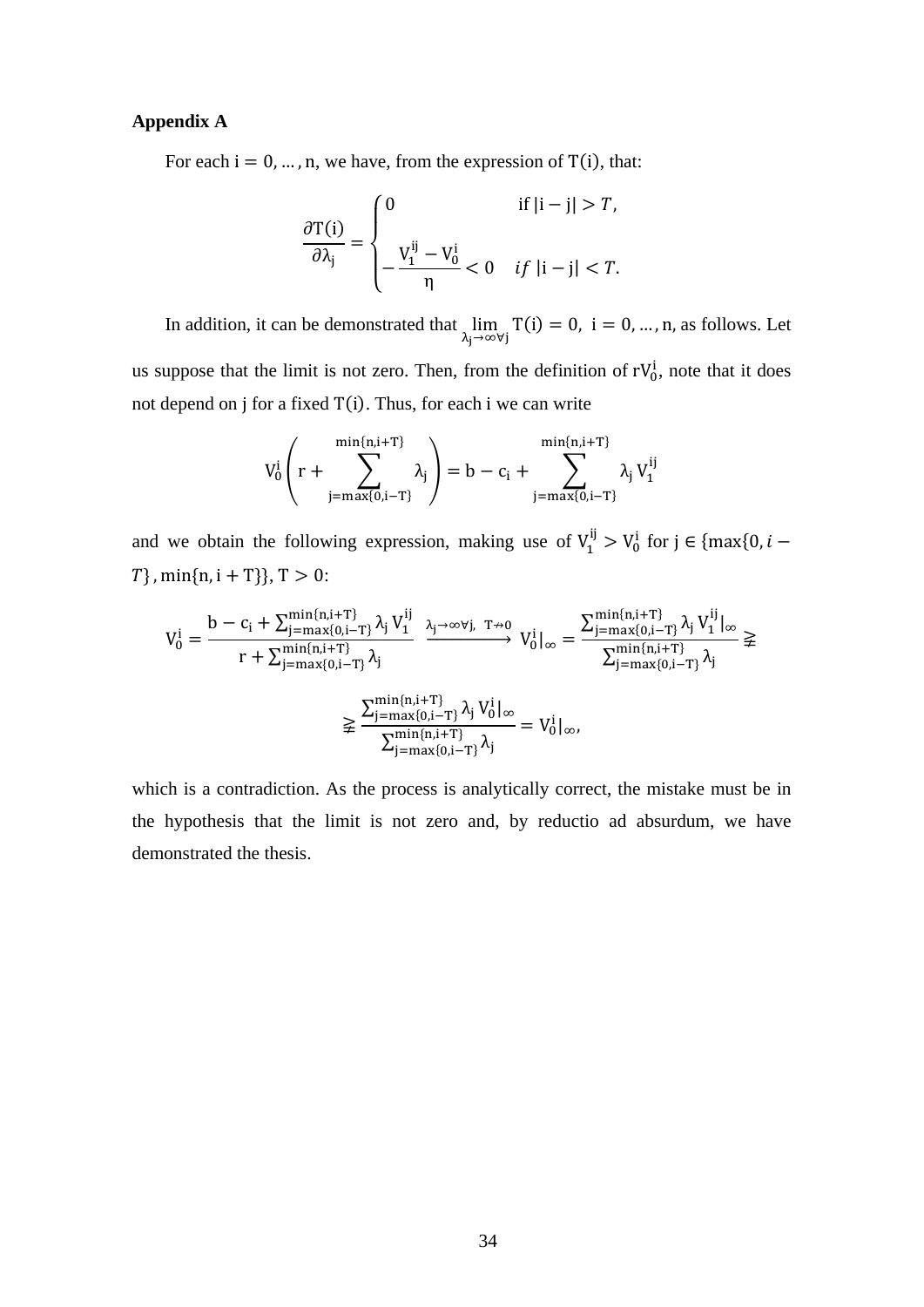**Appendix A**

For each $\mathrm{i} = 0, \ldots, \mathrm{n}$, we have, from the expression of $\mathrm{T(i)}$, that:

$$\frac{\partial \mathrm{T(i)}}{\partial \lambda_{\mathrm{j}}} = \begin{cases} 0 & \text{if } |\mathrm{i}-\mathrm{j}| > T, \\ -\dfrac{\mathrm{V_1^{ij}} - \mathrm{V_0^{i}}}{\eta} < 0 & if\ |\mathrm{i}-\mathrm{j}| < T. \end{cases}$$

In addition, it can be demonstrated that $\lim_{\lambda_j \to \infty \forall j} \mathrm{T(i)} = 0,\ \mathrm{i} = 0, \ldots, \mathrm{n}$, as follows. Let us suppose that the limit is not zero. Then, from the definition of $\mathrm{rV_0^i}$, note that it does not depend on j for a fixed $\mathrm{T(i)}$. Thus, for each i we can write

$$\mathrm{V_0^i}\left(\mathrm{r} + \sum_{\mathrm{j}=\max\{0,\mathrm{i}-\mathrm{T}\}}^{\min\{\mathrm{n},\mathrm{i}+\mathrm{T}\}} \lambda_{\mathrm{j}}\right) = \mathrm{b} - \mathrm{c_i} + \sum_{\mathrm{j}=\max\{0,\mathrm{i}-\mathrm{T}\}}^{\min\{\mathrm{n},\mathrm{i}+\mathrm{T}\}} \lambda_{\mathrm{j}}\, \mathrm{V_1^{ij}}$$

and we obtain the following expression, making use of $\mathrm{V_1^{ij}} > \mathrm{V_0^{i}}$ for $\mathrm{j} \in \{\max\{0, i - T\}, \min\{\mathrm{n}, \mathrm{i}+\mathrm{T}\}\}$, $\mathrm{T} > 0$:

$$\mathrm{V_0^i} = \frac{\mathrm{b} - \mathrm{c_i} + \sum_{\mathrm{j}=\max\{0,\mathrm{i}-\mathrm{T}\}}^{\min\{\mathrm{n},\mathrm{i}+\mathrm{T}\}} \lambda_{\mathrm{j}}\, \mathrm{V_1^{ij}}}{\mathrm{r} + \sum_{\mathrm{j}=\max\{0,\mathrm{i}-\mathrm{T}\}}^{\min\{\mathrm{n},\mathrm{i}+\mathrm{T}\}} \lambda_{\mathrm{j}}} \xrightarrow{\lambda_j \to \infty \forall j,\ \mathrm{T} \nrightarrow 0} \mathrm{V_0^i}|_{\infty} = \frac{\sum_{\mathrm{j}=\max\{0,\mathrm{i}-\mathrm{T}\}}^{\min\{\mathrm{n},\mathrm{i}+\mathrm{T}\}} \lambda_{\mathrm{j}}\, \mathrm{V_1^{ij}}|_{\infty}}{\sum_{\mathrm{j}=\max\{0,\mathrm{i}-\mathrm{T}\}}^{\min\{\mathrm{n},\mathrm{i}+\mathrm{T}\}} \lambda_{\mathrm{j}}} \gneqq$$

$$\gneqq \frac{\sum_{\mathrm{j}=\max\{0,\mathrm{i}-\mathrm{T}\}}^{\min\{\mathrm{n},\mathrm{i}+\mathrm{T}\}} \lambda_{\mathrm{j}}\, \mathrm{V_0^{i}}|_{\infty}}{\sum_{\mathrm{j}=\max\{0,\mathrm{i}-\mathrm{T}\}}^{\min\{\mathrm{n},\mathrm{i}+\mathrm{T}\}} \lambda_{\mathrm{j}}} = \mathrm{V_0^i}|_{\infty},$$

which is a contradiction. As the process is analytically correct, the mistake must be in the hypothesis that the limit is not zero and, by reductio ad absurdum, we have demonstrated the thesis.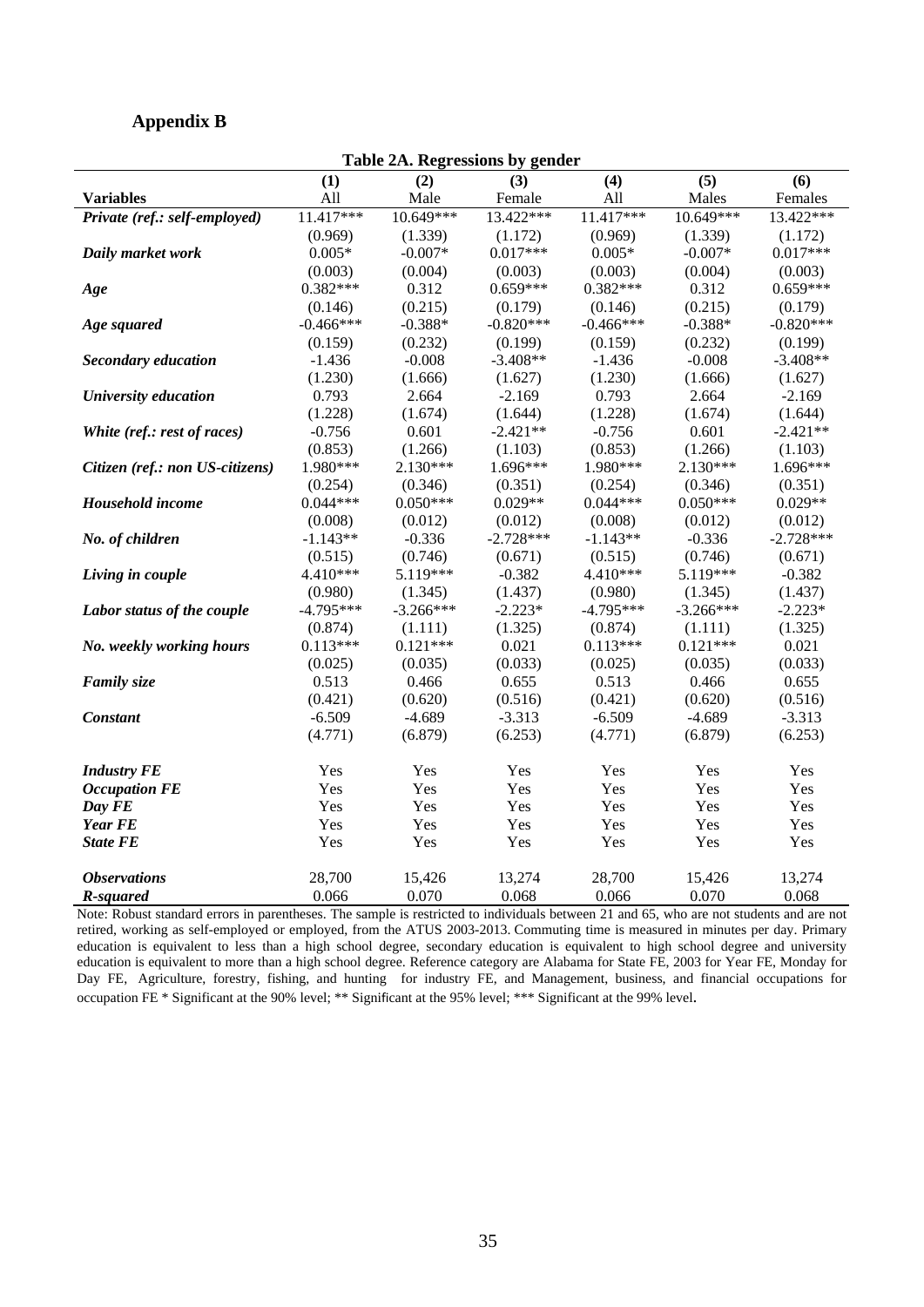## Appendix B

**Table 2A. Regressions by gender**

| **Variables** | **(1)** All | **(2)** Male | **(3)** Female | **(4)** All | **(5)** Males | **(6)** Females |
|---|---|---|---|---|---|---|
| ***Private (ref.: self-employed)*** | 11.417*** | 10.649*** | 13.422*** | 11.417*** | 10.649*** | 13.422*** |
| | (0.969) | (1.339) | (1.172) | (0.969) | (1.339) | (1.172) |
| ***Daily market work*** | 0.005* | -0.007* | 0.017*** | 0.005* | -0.007* | 0.017*** |
| | (0.003) | (0.004) | (0.003) | (0.003) | (0.004) | (0.003) |
| ***Age*** | 0.382*** | 0.312 | 0.659*** | 0.382*** | 0.312 | 0.659*** |
| | (0.146) | (0.215) | (0.179) | (0.146) | (0.215) | (0.179) |
| ***Age squared*** | -0.466*** | -0.388* | -0.820*** | -0.466*** | -0.388* | -0.820*** |
| | (0.159) | (0.232) | (0.199) | (0.159) | (0.232) | (0.199) |
| ***Secondary education*** | -1.436 | -0.008 | -3.408** | -1.436 | -0.008 | -3.408** |
| | (1.230) | (1.666) | (1.627) | (1.230) | (1.666) | (1.627) |
| ***University education*** | 0.793 | 2.664 | -2.169 | 0.793 | 2.664 | -2.169 |
| | (1.228) | (1.674) | (1.644) | (1.228) | (1.674) | (1.644) |
| ***White (ref.: rest of races)*** | -0.756 | 0.601 | -2.421** | -0.756 | 0.601 | -2.421** |
| | (0.853) | (1.266) | (1.103) | (0.853) | (1.266) | (1.103) |
| ***Citizen (ref.: non US-citizens)*** | 1.980*** | 2.130*** | 1.696*** | 1.980*** | 2.130*** | 1.696*** |
| | (0.254) | (0.346) | (0.351) | (0.254) | (0.346) | (0.351) |
| ***Household income*** | 0.044*** | 0.050*** | 0.029** | 0.044*** | 0.050*** | 0.029** |
| | (0.008) | (0.012) | (0.012) | (0.008) | (0.012) | (0.012) |
| ***No. of children*** | -1.143** | -0.336 | -2.728*** | -1.143** | -0.336 | -2.728*** |
| | (0.515) | (0.746) | (0.671) | (0.515) | (0.746) | (0.671) |
| ***Living in couple*** | 4.410*** | 5.119*** | -0.382 | 4.410*** | 5.119*** | -0.382 |
| | (0.980) | (1.345) | (1.437) | (0.980) | (1.345) | (1.437) |
| ***Labor status of the couple*** | -4.795*** | -3.266*** | -2.223* | -4.795*** | -3.266*** | -2.223* |
| | (0.874) | (1.111) | (1.325) | (0.874) | (1.111) | (1.325) |
| ***No. weekly working hours*** | 0.113*** | 0.121*** | 0.021 | 0.113*** | 0.121*** | 0.021 |
| | (0.025) | (0.035) | (0.033) | (0.025) | (0.035) | (0.033) |
| ***Family size*** | 0.513 | 0.466 | 0.655 | 0.513 | 0.466 | 0.655 |
| | (0.421) | (0.620) | (0.516) | (0.421) | (0.620) | (0.516) |
| ***Constant*** | -6.509 | -4.689 | -3.313 | -6.509 | -4.689 | -3.313 |
| | (4.771) | (6.879) | (6.253) | (4.771) | (6.879) | (6.253) |
| ***Industry FE*** | Yes | Yes | Yes | Yes | Yes | Yes |
| ***Occupation FE*** | Yes | Yes | Yes | Yes | Yes | Yes |
| ***Day FE*** | Yes | Yes | Yes | Yes | Yes | Yes |
| ***Year FE*** | Yes | Yes | Yes | Yes | Yes | Yes |
| ***State FE*** | Yes | Yes | Yes | Yes | Yes | Yes |
| ***Observations*** | 28,700 | 15,426 | 13,274 | 28,700 | 15,426 | 13,274 |
| ***R-squared*** | 0.066 | 0.070 | 0.068 | 0.066 | 0.070 | 0.068 |

Note: Robust standard errors in parentheses. The sample is restricted to individuals between 21 and 65, who are not students and are not retired, working as self-employed or employed, from the ATUS 2003-2013. Commuting time is measured in minutes per day. Primary education is equivalent to less than a high school degree, secondary education is equivalent to high school degree and university education is equivalent to more than a high school degree. Reference category are Alabama for State FE, 2003 for Year FE, Monday for Day FE, Agriculture, forestry, fishing, and hunting for industry FE, and Management, business, and financial occupations for occupation FE * Significant at the 90% level; ** Significant at the 95% level; *** Significant at the 99% level.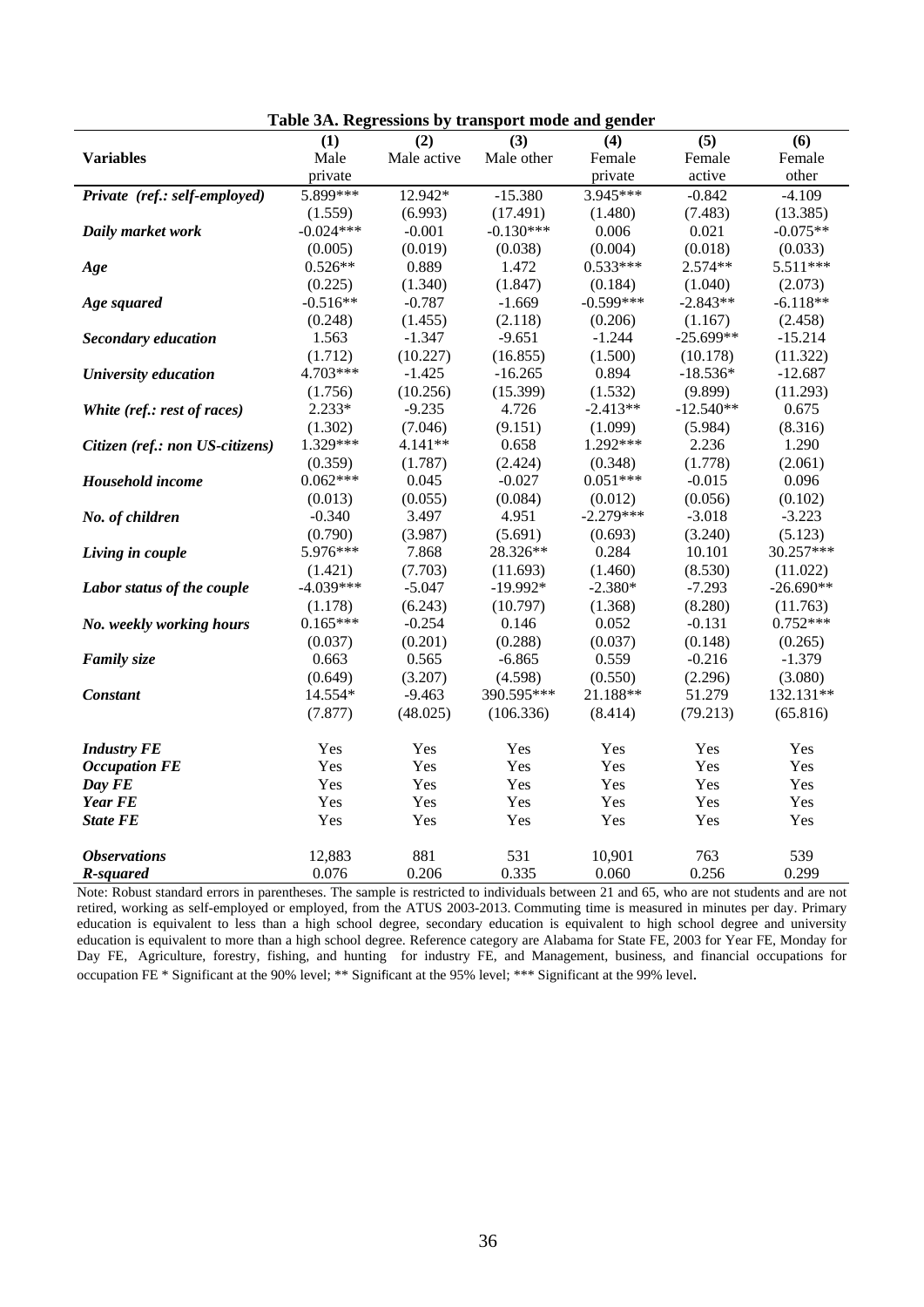**Table 3A. Regressions by transport mode and gender**

| Variables | (1) Male private | (2) Male active | (3) Male other | (4) Female private | (5) Female active | (6) Female other |
|---|---|---|---|---|---|---|
| ***Private (ref.: self-employed)*** | 5.899*** | 12.942* | -15.380 | 3.945*** | -0.842 | -4.109 |
| | (1.559) | (6.993) | (17.491) | (1.480) | (7.483) | (13.385) |
| ***Daily market work*** | -0.024*** | -0.001 | -0.130*** | 0.006 | 0.021 | -0.075** |
| | (0.005) | (0.019) | (0.038) | (0.004) | (0.018) | (0.033) |
| ***Age*** | 0.526** | 0.889 | 1.472 | 0.533*** | 2.574** | 5.511*** |
| | (0.225) | (1.340) | (1.847) | (0.184) | (1.040) | (2.073) |
| ***Age squared*** | -0.516** | -0.787 | -1.669 | -0.599*** | -2.843** | -6.118** |
| | (0.248) | (1.455) | (2.118) | (0.206) | (1.167) | (2.458) |
| ***Secondary education*** | 1.563 | -1.347 | -9.651 | -1.244 | -25.699** | -15.214 |
| | (1.712) | (10.227) | (16.855) | (1.500) | (10.178) | (11.322) |
| ***University education*** | 4.703*** | -1.425 | -16.265 | 0.894 | -18.536* | -12.687 |
| | (1.756) | (10.256) | (15.399) | (1.532) | (9.899) | (11.293) |
| ***White (ref.: rest of races)*** | 2.233* | -9.235 | 4.726 | -2.413** | -12.540** | 0.675 |
| | (1.302) | (7.046) | (9.151) | (1.099) | (5.984) | (8.316) |
| ***Citizen (ref.: non US-citizens)*** | 1.329*** | 4.141** | 0.658 | 1.292*** | 2.236 | 1.290 |
| | (0.359) | (1.787) | (2.424) | (0.348) | (1.778) | (2.061) |
| ***Household income*** | 0.062*** | 0.045 | -0.027 | 0.051*** | -0.015 | 0.096 |
| | (0.013) | (0.055) | (0.084) | (0.012) | (0.056) | (0.102) |
| ***No. of children*** | -0.340 | 3.497 | 4.951 | -2.279*** | -3.018 | -3.223 |
| | (0.790) | (3.987) | (5.691) | (0.693) | (3.240) | (5.123) |
| ***Living in couple*** | 5.976*** | 7.868 | 28.326** | 0.284 | 10.101 | 30.257*** |
| | (1.421) | (7.703) | (11.693) | (1.460) | (8.530) | (11.022) |
| ***Labor status of the couple*** | -4.039*** | -5.047 | -19.992* | -2.380* | -7.293 | -26.690** |
| | (1.178) | (6.243) | (10.797) | (1.368) | (8.280) | (11.763) |
| ***No. weekly working hours*** | 0.165*** | -0.254 | 0.146 | 0.052 | -0.131 | 0.752*** |
| | (0.037) | (0.201) | (0.288) | (0.037) | (0.148) | (0.265) |
| ***Family size*** | 0.663 | 0.565 | -6.865 | 0.559 | -0.216 | -1.379 |
| | (0.649) | (3.207) | (4.598) | (0.550) | (2.296) | (3.080) |
| ***Constant*** | 14.554* | -9.463 | 390.595*** | 21.188** | 51.279 | 132.131** |
| | (7.877) | (48.025) | (106.336) | (8.414) | (79.213) | (65.816) |
| ***Industry FE*** | Yes | Yes | Yes | Yes | Yes | Yes |
| ***Occupation FE*** | Yes | Yes | Yes | Yes | Yes | Yes |
| ***Day FE*** | Yes | Yes | Yes | Yes | Yes | Yes |
| ***Year FE*** | Yes | Yes | Yes | Yes | Yes | Yes |
| ***State FE*** | Yes | Yes | Yes | Yes | Yes | Yes |
| ***Observations*** | 12,883 | 881 | 531 | 10,901 | 763 | 539 |
| ***R-squared*** | 0.076 | 0.206 | 0.335 | 0.060 | 0.256 | 0.299 |

Note: Robust standard errors in parentheses. The sample is restricted to individuals between 21 and 65, who are not students and are not retired, working as self-employed or employed, from the ATUS 2003-2013. Commuting time is measured in minutes per day. Primary education is equivalent to less than a high school degree, secondary education is equivalent to high school degree and university education is equivalent to more than a high school degree. Reference category are Alabama for State FE, 2003 for Year FE, Monday for Day FE, Agriculture, forestry, fishing, and hunting for industry FE, and Management, business, and financial occupations for occupation FE * Significant at the 90% level; ** Significant at the 95% level; *** Significant at the 99% level.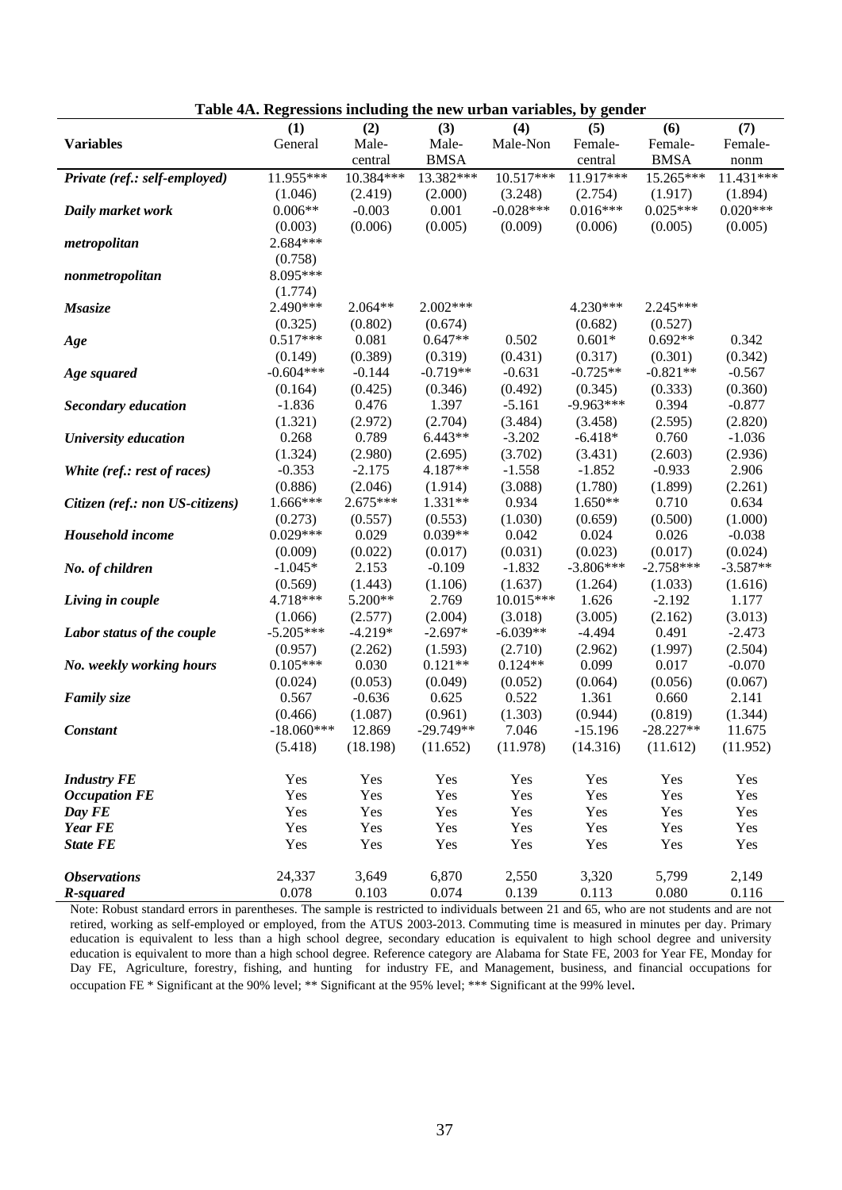**Table 4A. Regressions including the new urban variables, by gender**

| Variables | (1) General | (2) Male-central | (3) Male-BMSA | (4) Male-Non | (5) Female-central | (6) Female-BMSA | (7) Female-nonm |
|---|---|---|---|---|---|---|---|
| ***Private (ref.: self-employed)*** | 11.955*** | 10.384*** | 13.382*** | 10.517*** | 11.917*** | 15.265*** | 11.431*** |
| | (1.046) | (2.419) | (2.000) | (3.248) | (2.754) | (1.917) | (1.894) |
| ***Daily market work*** | 0.006** | -0.003 | 0.001 | -0.028*** | 0.016*** | 0.025*** | 0.020*** |
| | (0.003) | (0.006) | (0.005) | (0.009) | (0.006) | (0.005) | (0.005) |
| ***metropolitan*** | 2.684*** | | | | | | |
| | (0.758) | | | | | | |
| ***nonmetropolitan*** | 8.095*** | | | | | | |
| | (1.774) | | | | | | |
| ***Msasize*** | 2.490*** | 2.064** | 2.002*** | | 4.230*** | 2.245*** | |
| | (0.325) | (0.802) | (0.674) | | (0.682) | (0.527) | |
| ***Age*** | 0.517*** | 0.081 | 0.647** | 0.502 | 0.601* | 0.692** | 0.342 |
| | (0.149) | (0.389) | (0.319) | (0.431) | (0.317) | (0.301) | (0.342) |
| ***Age squared*** | -0.604*** | -0.144 | -0.719** | -0.631 | -0.725** | -0.821** | -0.567 |
| | (0.164) | (0.425) | (0.346) | (0.492) | (0.345) | (0.333) | (0.360) |
| ***Secondary education*** | -1.836 | 0.476 | 1.397 | -5.161 | -9.963*** | 0.394 | -0.877 |
| | (1.321) | (2.972) | (2.704) | (3.484) | (3.458) | (2.595) | (2.820) |
| ***University education*** | 0.268 | 0.789 | 6.443** | -3.202 | -6.418* | 0.760 | -1.036 |
| | (1.324) | (2.980) | (2.695) | (3.702) | (3.431) | (2.603) | (2.936) |
| ***White (ref.: rest of races)*** | -0.353 | -2.175 | 4.187** | -1.558 | -1.852 | -0.933 | 2.906 |
| | (0.886) | (2.046) | (1.914) | (3.088) | (1.780) | (1.899) | (2.261) |
| ***Citizen (ref.: non US-citizens)*** | 1.666*** | 2.675*** | 1.331** | 0.934 | 1.650** | 0.710 | 0.634 |
| | (0.273) | (0.557) | (0.553) | (1.030) | (0.659) | (0.500) | (1.000) |
| ***Household income*** | 0.029*** | 0.029 | 0.039** | 0.042 | 0.024 | 0.026 | -0.038 |
| | (0.009) | (0.022) | (0.017) | (0.031) | (0.023) | (0.017) | (0.024) |
| ***No. of children*** | -1.045* | 2.153 | -0.109 | -1.832 | -3.806*** | -2.758*** | -3.587** |
| | (0.569) | (1.443) | (1.106) | (1.637) | (1.264) | (1.033) | (1.616) |
| ***Living in couple*** | 4.718*** | 5.200** | 2.769 | 10.015*** | 1.626 | -2.192 | 1.177 |
| | (1.066) | (2.577) | (2.004) | (3.018) | (3.005) | (2.162) | (3.013) |
| ***Labor status of the couple*** | -5.205*** | -4.219* | -2.697* | -6.039** | -4.494 | 0.491 | -2.473 |
| | (0.957) | (2.262) | (1.593) | (2.710) | (2.962) | (1.997) | (2.504) |
| ***No. weekly working hours*** | 0.105*** | 0.030 | 0.121** | 0.124** | 0.099 | 0.017 | -0.070 |
| | (0.024) | (0.053) | (0.049) | (0.052) | (0.064) | (0.056) | (0.067) |
| ***Family size*** | 0.567 | -0.636 | 0.625 | 0.522 | 1.361 | 0.660 | 2.141 |
| | (0.466) | (1.087) | (0.961) | (1.303) | (0.944) | (0.819) | (1.344) |
| ***Constant*** | -18.060*** | 12.869 | -29.749** | 7.046 | -15.196 | -28.227** | 11.675 |
| | (5.418) | (18.198) | (11.652) | (11.978) | (14.316) | (11.612) | (11.952) |
| ***Industry FE*** | Yes | Yes | Yes | Yes | Yes | Yes | Yes |
| ***Occupation FE*** | Yes | Yes | Yes | Yes | Yes | Yes | Yes |
| ***Day FE*** | Yes | Yes | Yes | Yes | Yes | Yes | Yes |
| ***Year FE*** | Yes | Yes | Yes | Yes | Yes | Yes | Yes |
| ***State FE*** | Yes | Yes | Yes | Yes | Yes | Yes | Yes |
| ***Observations*** | 24,337 | 3,649 | 6,870 | 2,550 | 3,320 | 5,799 | 2,149 |
| ***R-squared*** | 0.078 | 0.103 | 0.074 | 0.139 | 0.113 | 0.080 | 0.116 |

Note: Robust standard errors in parentheses. The sample is restricted to individuals between 21 and 65, who are not students and are not retired, working as self-employed or employed, from the ATUS 2003-2013. Commuting time is measured in minutes per day. Primary education is equivalent to less than a high school degree, secondary education is equivalent to high school degree and university education is equivalent to more than a high school degree. Reference category are Alabama for State FE, 2003 for Year FE, Monday for Day FE, Agriculture, forestry, fishing, and hunting for industry FE, and Management, business, and financial occupations for occupation FE * Significant at the 90% level; ** Significant at the 95% level; *** Significant at the 99% level.